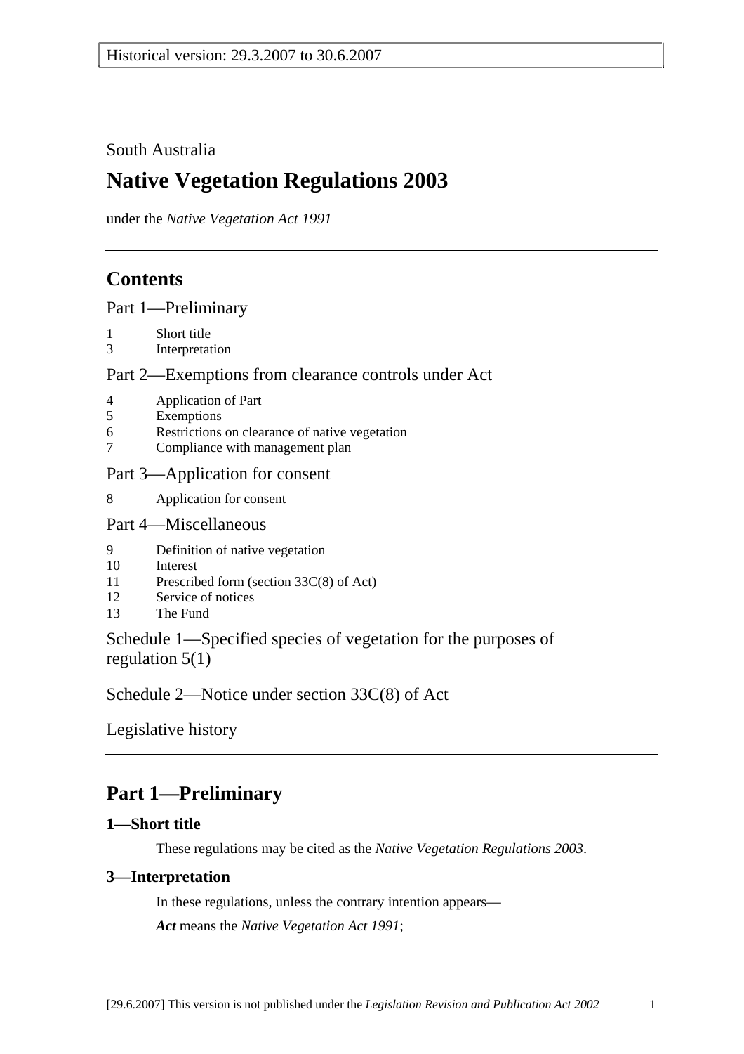Historical version: 29.3.2007 to 30.6.2007

South Australia

# Native Vegetation Regulations 2003

under the *Native Vegetation Act 1991*

## Contents

Part 1—Preliminary

1 Short title
3 Interpretation

Part 2—Exemptions from clearance controls under Act

4 Application of Part
5 Exemptions
6 Restrictions on clearance of native vegetation
7 Compliance with management plan

Part 3—Application for consent

8 Application for consent

Part 4—Miscellaneous

9 Definition of native vegetation
10 Interest
11 Prescribed form (section 33C(8) of Act)
12 Service of notices
13 The Fund

Schedule 1—Specified species of vegetation for the purposes of regulation 5(1)

Schedule 2—Notice under section 33C(8) of Act

Legislative history

## Part 1—Preliminary

### 1—Short title

These regulations may be cited as the *Native Vegetation Regulations 2003*.

### 3—Interpretation

In these regulations, unless the contrary intention appears—

***Act*** means the *Native Vegetation Act 1991*;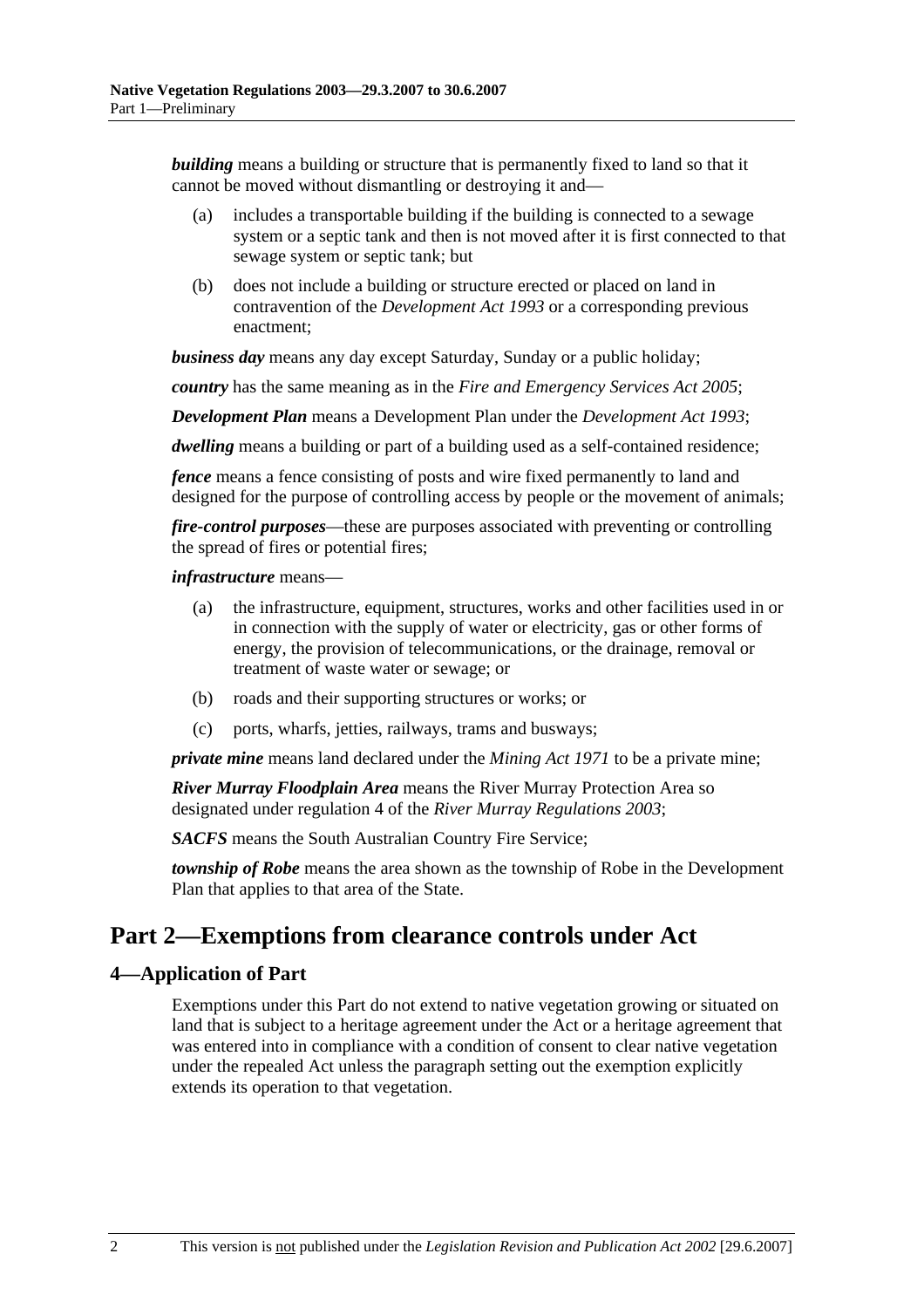***building*** means a building or structure that is permanently fixed to land so that it cannot be moved without dismantling or destroying it and—

(a) includes a transportable building if the building is connected to a sewage system or a septic tank and then is not moved after it is first connected to that sewage system or septic tank; but

(b) does not include a building or structure erected or placed on land in contravention of the *Development Act 1993* or a corresponding previous enactment;

***business day*** means any day except Saturday, Sunday or a public holiday;

***country*** has the same meaning as in the *Fire and Emergency Services Act 2005*;

***Development Plan*** means a Development Plan under the *Development Act 1993*;

***dwelling*** means a building or part of a building used as a self-contained residence;

***fence*** means a fence consisting of posts and wire fixed permanently to land and designed for the purpose of controlling access by people or the movement of animals;

***fire-control purposes***—these are purposes associated with preventing or controlling the spread of fires or potential fires;

***infrastructure*** means—

(a) the infrastructure, equipment, structures, works and other facilities used in or in connection with the supply of water or electricity, gas or other forms of energy, the provision of telecommunications, or the drainage, removal or treatment of waste water or sewage; or

(b) roads and their supporting structures or works; or

(c) ports, wharfs, jetties, railways, trams and busways;

***private mine*** means land declared under the *Mining Act 1971* to be a private mine;

***River Murray Floodplain Area*** means the River Murray Protection Area so designated under regulation 4 of the *River Murray Regulations 2003*;

***SACFS*** means the South Australian Country Fire Service;

***township of Robe*** means the area shown as the township of Robe in the Development Plan that applies to that area of the State.

# Part 2—Exemptions from clearance controls under Act

## 4—Application of Part

Exemptions under this Part do not extend to native vegetation growing or situated on land that is subject to a heritage agreement under the Act or a heritage agreement that was entered into in compliance with a condition of consent to clear native vegetation under the repealed Act unless the paragraph setting out the exemption explicitly extends its operation to that vegetation.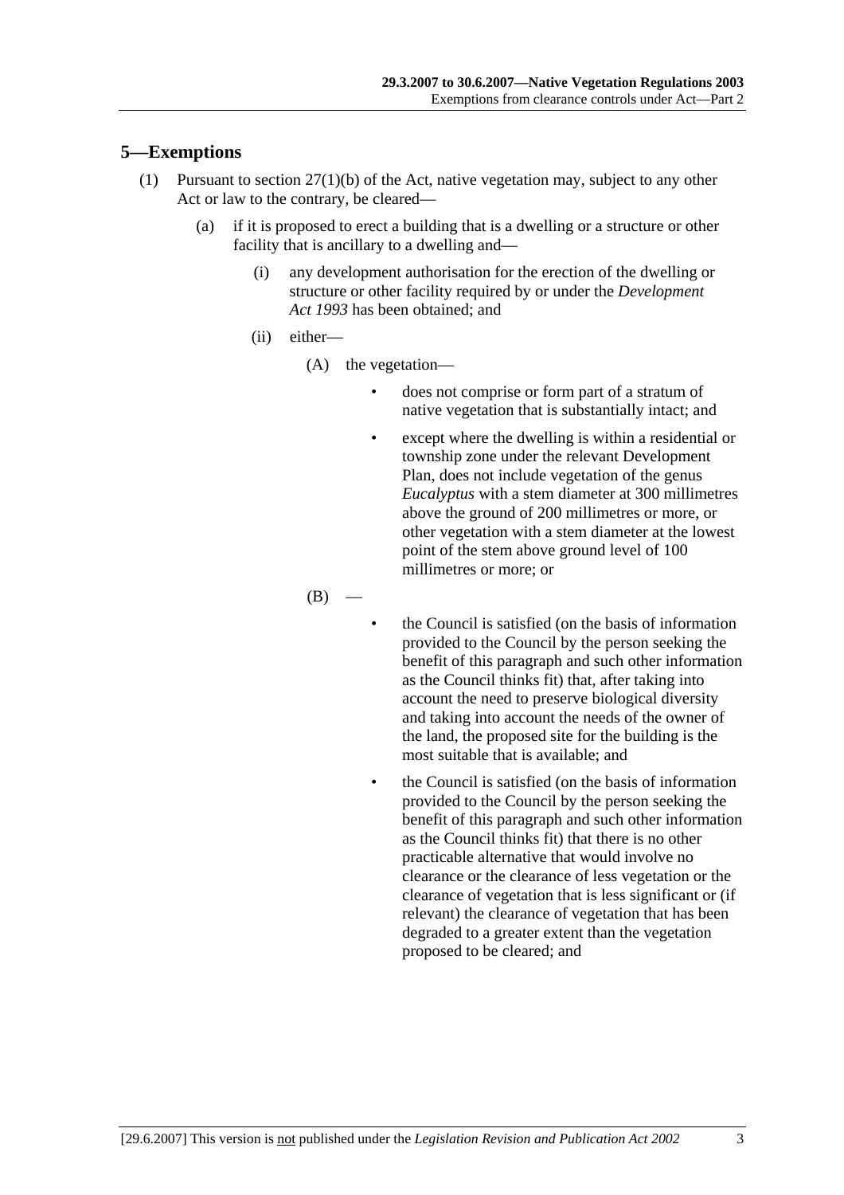## 5—Exemptions

(1) Pursuant to section 27(1)(b) of the Act, native vegetation may, subject to any other Act or law to the contrary, be cleared—

(a) if it is proposed to erect a building that is a dwelling or a structure or other facility that is ancillary to a dwelling and—

(i) any development authorisation for the erection of the dwelling or structure or other facility required by or under the *Development Act 1993* has been obtained; and

(ii) either—

(A) the vegetation—

- does not comprise or form part of a stratum of native vegetation that is substantially intact; and
- except where the dwelling is within a residential or township zone under the relevant Development Plan, does not include vegetation of the genus *Eucalyptus* with a stem diameter at 300 millimetres above the ground of 200 millimetres or more, or other vegetation with a stem diameter at the lowest point of the stem above ground level of 100 millimetres or more; or

(B) —

- the Council is satisfied (on the basis of information provided to the Council by the person seeking the benefit of this paragraph and such other information as the Council thinks fit) that, after taking into account the need to preserve biological diversity and taking into account the needs of the owner of the land, the proposed site for the building is the most suitable that is available; and
- the Council is satisfied (on the basis of information provided to the Council by the person seeking the benefit of this paragraph and such other information as the Council thinks fit) that there is no other practicable alternative that would involve no clearance or the clearance of less vegetation or the clearance of vegetation that is less significant or (if relevant) the clearance of vegetation that has been degraded to a greater extent than the vegetation proposed to be cleared; and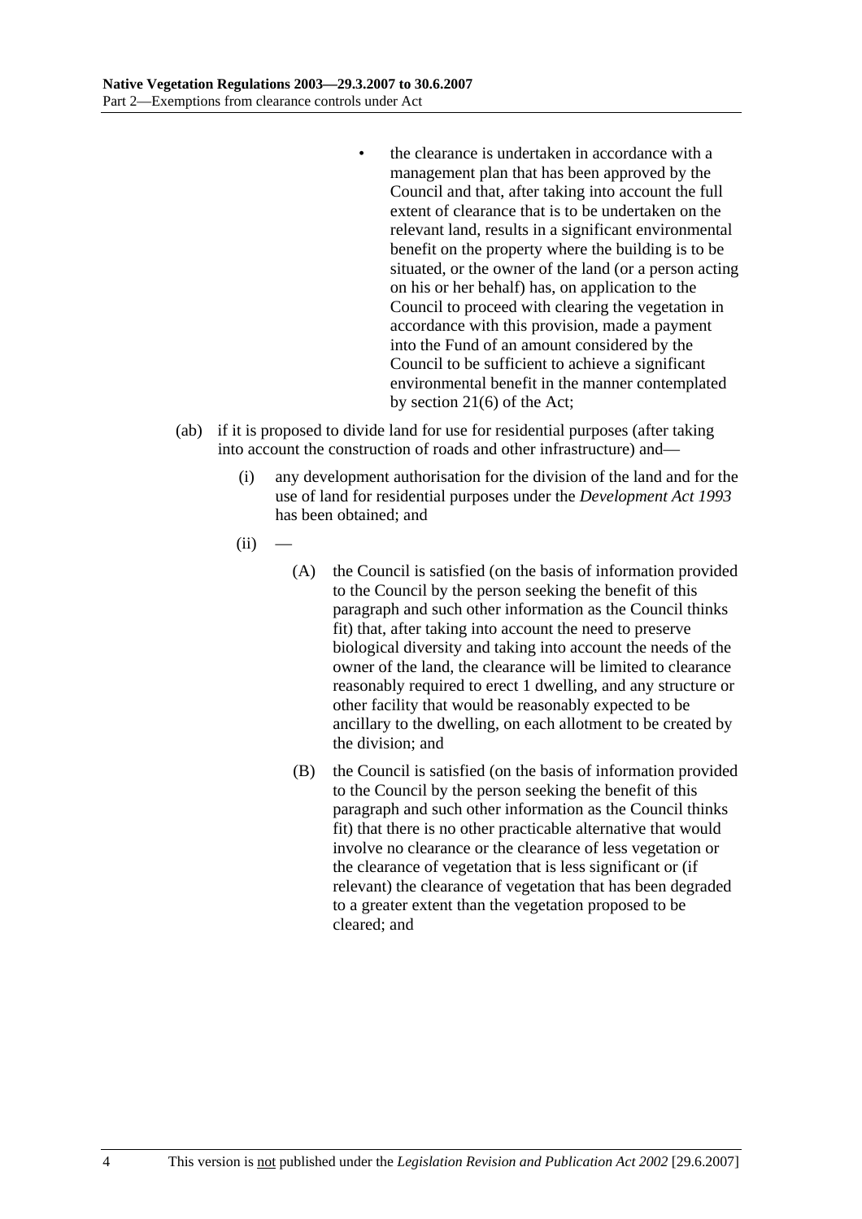- the clearance is undertaken in accordance with a management plan that has been approved by the Council and that, after taking into account the full extent of clearance that is to be undertaken on the relevant land, results in a significant environmental benefit on the property where the building is to be situated, or the owner of the land (or a person acting on his or her behalf) has, on application to the Council to proceed with clearing the vegetation in accordance with this provision, made a payment into the Fund of an amount considered by the Council to be sufficient to achieve a significant environmental benefit in the manner contemplated by section 21(6) of the Act;

(ab) if it is proposed to divide land for use for residential purposes (after taking into account the construction of roads and other infrastructure) and—

(i) any development authorisation for the division of the land and for the use of land for residential purposes under the *Development Act 1993* has been obtained; and

(ii) —

(A) the Council is satisfied (on the basis of information provided to the Council by the person seeking the benefit of this paragraph and such other information as the Council thinks fit) that, after taking into account the need to preserve biological diversity and taking into account the needs of the owner of the land, the clearance will be limited to clearance reasonably required to erect 1 dwelling, and any structure or other facility that would be reasonably expected to be ancillary to the dwelling, on each allotment to be created by the division; and

(B) the Council is satisfied (on the basis of information provided to the Council by the person seeking the benefit of this paragraph and such other information as the Council thinks fit) that there is no other practicable alternative that would involve no clearance or the clearance of less vegetation or the clearance of vegetation that is less significant or (if relevant) the clearance of vegetation that has been degraded to a greater extent than the vegetation proposed to be cleared; and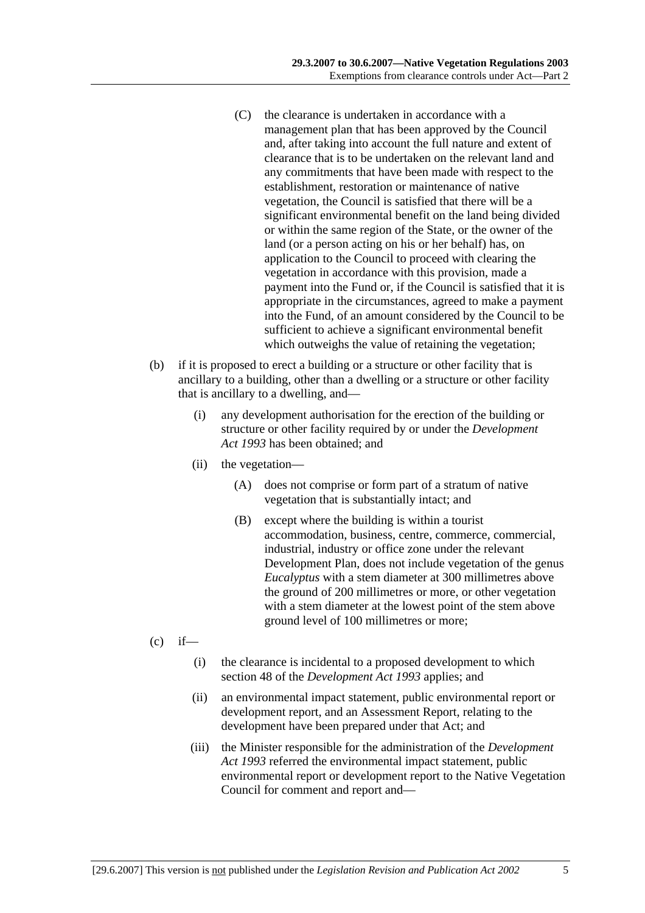(C) the clearance is undertaken in accordance with a management plan that has been approved by the Council and, after taking into account the full nature and extent of clearance that is to be undertaken on the relevant land and any commitments that have been made with respect to the establishment, restoration or maintenance of native vegetation, the Council is satisfied that there will be a significant environmental benefit on the land being divided or within the same region of the State, or the owner of the land (or a person acting on his or her behalf) has, on application to the Council to proceed with clearing the vegetation in accordance with this provision, made a payment into the Fund or, if the Council is satisfied that it is appropriate in the circumstances, agreed to make a payment into the Fund, of an amount considered by the Council to be sufficient to achieve a significant environmental benefit which outweighs the value of retaining the vegetation;

(b) if it is proposed to erect a building or a structure or other facility that is ancillary to a building, other than a dwelling or a structure or other facility that is ancillary to a dwelling, and—

(i) any development authorisation for the erection of the building or structure or other facility required by or under the *Development Act 1993* has been obtained; and

(ii) the vegetation—

(A) does not comprise or form part of a stratum of native vegetation that is substantially intact; and

(B) except where the building is within a tourist accommodation, business, centre, commerce, commercial, industrial, industry or office zone under the relevant Development Plan, does not include vegetation of the genus *Eucalyptus* with a stem diameter at 300 millimetres above the ground of 200 millimetres or more, or other vegetation with a stem diameter at the lowest point of the stem above ground level of 100 millimetres or more;

(c) if—

(i) the clearance is incidental to a proposed development to which section 48 of the *Development Act 1993* applies; and

(ii) an environmental impact statement, public environmental report or development report, and an Assessment Report, relating to the development have been prepared under that Act; and

(iii) the Minister responsible for the administration of the *Development Act 1993* referred the environmental impact statement, public environmental report or development report to the Native Vegetation Council for comment and report and—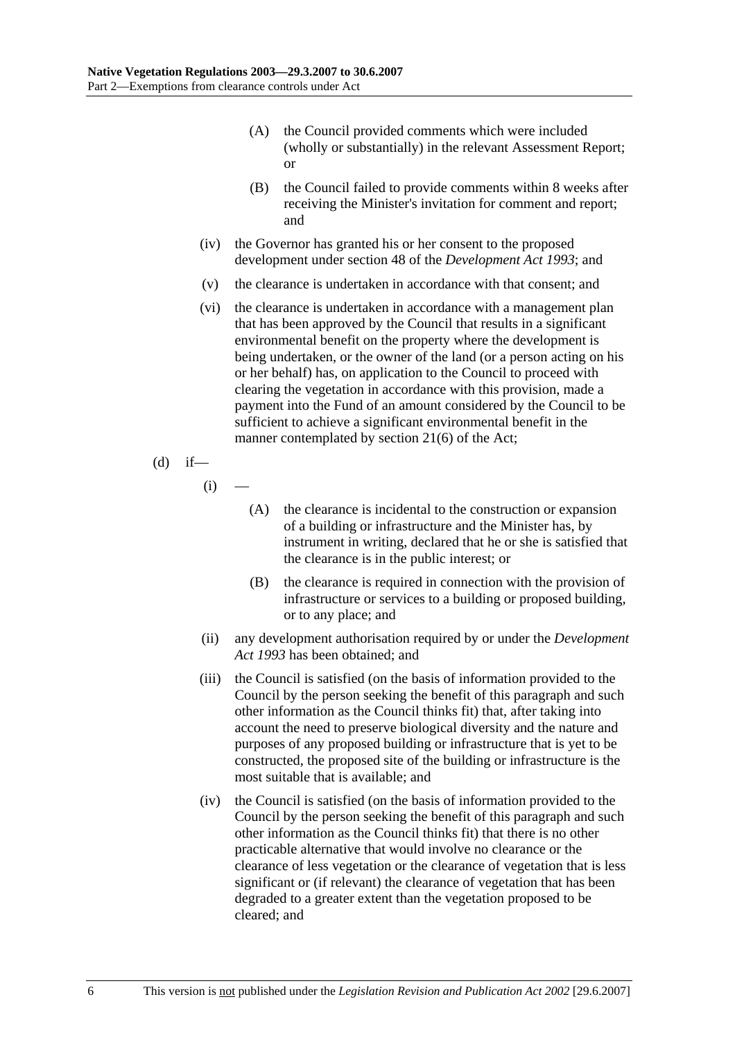(A) the Council provided comments which were included (wholly or substantially) in the relevant Assessment Report; or

(B) the Council failed to provide comments within 8 weeks after receiving the Minister's invitation for comment and report; and

(iv) the Governor has granted his or her consent to the proposed development under section 48 of the *Development Act 1993*; and

(v) the clearance is undertaken in accordance with that consent; and

(vi) the clearance is undertaken in accordance with a management plan that has been approved by the Council that results in a significant environmental benefit on the property where the development is being undertaken, or the owner of the land (or a person acting on his or her behalf) has, on application to the Council to proceed with clearing the vegetation in accordance with this provision, made a payment into the Fund of an amount considered by the Council to be sufficient to achieve a significant environmental benefit in the manner contemplated by section 21(6) of the Act;

(d) if—

(i) —

(A) the clearance is incidental to the construction or expansion of a building or infrastructure and the Minister has, by instrument in writing, declared that he or she is satisfied that the clearance is in the public interest; or

(B) the clearance is required in connection with the provision of infrastructure or services to a building or proposed building, or to any place; and

(ii) any development authorisation required by or under the *Development Act 1993* has been obtained; and

(iii) the Council is satisfied (on the basis of information provided to the Council by the person seeking the benefit of this paragraph and such other information as the Council thinks fit) that, after taking into account the need to preserve biological diversity and the nature and purposes of any proposed building or infrastructure that is yet to be constructed, the proposed site of the building or infrastructure is the most suitable that is available; and

(iv) the Council is satisfied (on the basis of information provided to the Council by the person seeking the benefit of this paragraph and such other information as the Council thinks fit) that there is no other practicable alternative that would involve no clearance or the clearance of less vegetation or the clearance of vegetation that is less significant or (if relevant) the clearance of vegetation that has been degraded to a greater extent than the vegetation proposed to be cleared; and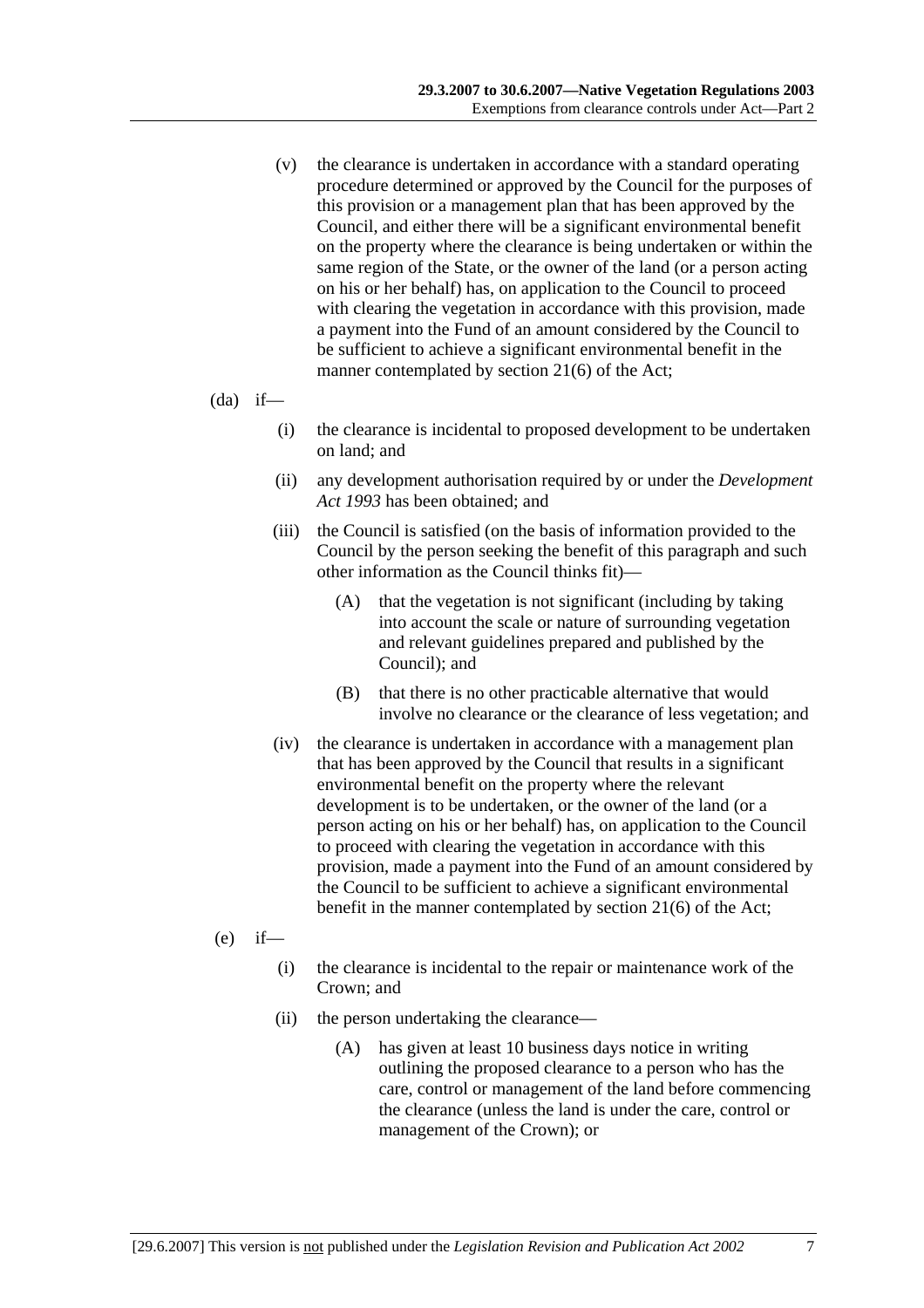(v) the clearance is undertaken in accordance with a standard operating procedure determined or approved by the Council for the purposes of this provision or a management plan that has been approved by the Council, and either there will be a significant environmental benefit on the property where the clearance is being undertaken or within the same region of the State, or the owner of the land (or a person acting on his or her behalf) has, on application to the Council to proceed with clearing the vegetation in accordance with this provision, made a payment into the Fund of an amount considered by the Council to be sufficient to achieve a significant environmental benefit in the manner contemplated by section 21(6) of the Act;

(da) if—

(i) the clearance is incidental to proposed development to be undertaken on land; and

(ii) any development authorisation required by or under the *Development Act 1993* has been obtained; and

(iii) the Council is satisfied (on the basis of information provided to the Council by the person seeking the benefit of this paragraph and such other information as the Council thinks fit)—

(A) that the vegetation is not significant (including by taking into account the scale or nature of surrounding vegetation and relevant guidelines prepared and published by the Council); and

(B) that there is no other practicable alternative that would involve no clearance or the clearance of less vegetation; and

(iv) the clearance is undertaken in accordance with a management plan that has been approved by the Council that results in a significant environmental benefit on the property where the relevant development is to be undertaken, or the owner of the land (or a person acting on his or her behalf) has, on application to the Council to proceed with clearing the vegetation in accordance with this provision, made a payment into the Fund of an amount considered by the Council to be sufficient to achieve a significant environmental benefit in the manner contemplated by section 21(6) of the Act;

(e) if—

(i) the clearance is incidental to the repair or maintenance work of the Crown; and

(ii) the person undertaking the clearance—

(A) has given at least 10 business days notice in writing outlining the proposed clearance to a person who has the care, control or management of the land before commencing the clearance (unless the land is under the care, control or management of the Crown); or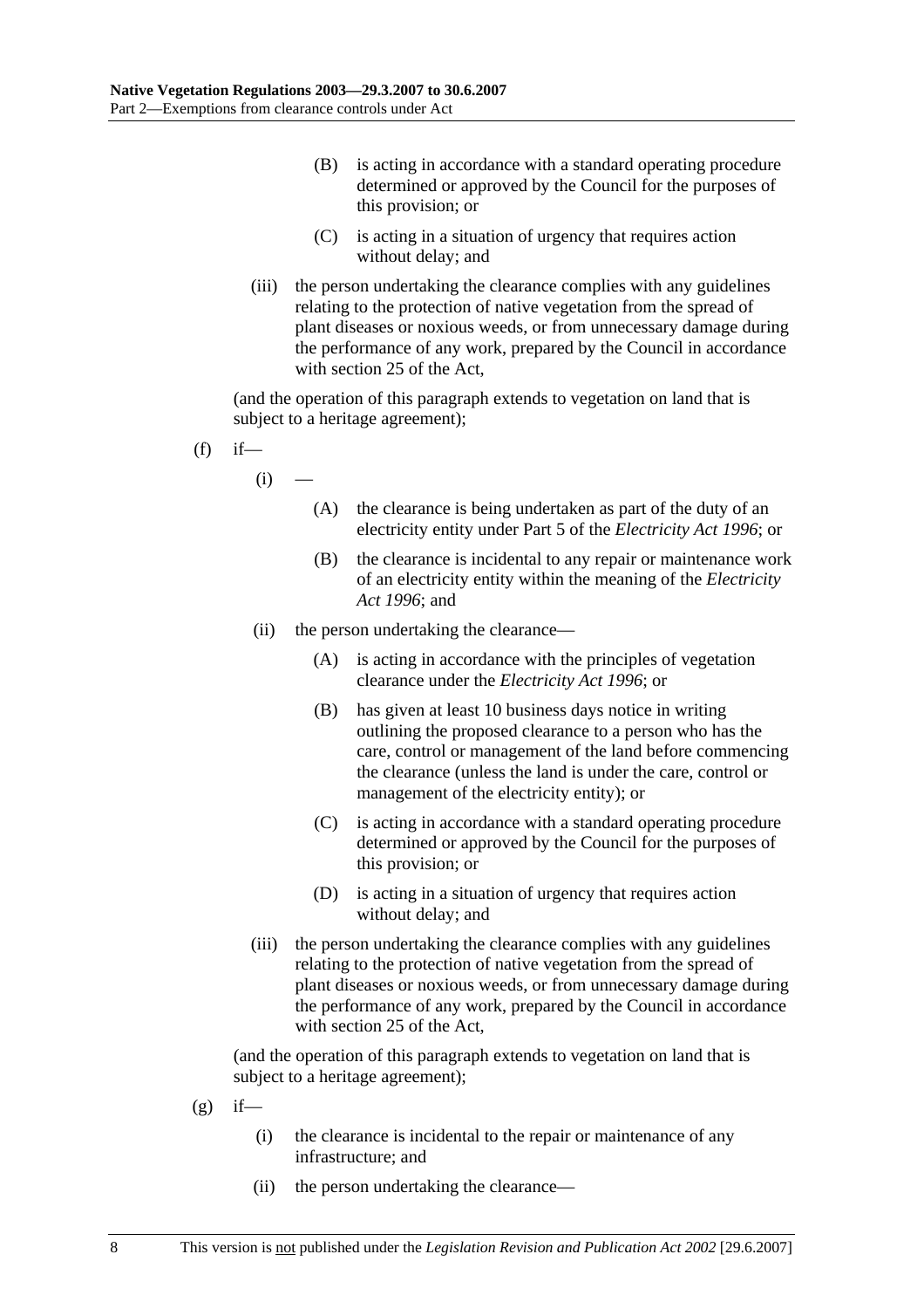(B) is acting in accordance with a standard operating procedure determined or approved by the Council for the purposes of this provision; or

(C) is acting in a situation of urgency that requires action without delay; and

(iii) the person undertaking the clearance complies with any guidelines relating to the protection of native vegetation from the spread of plant diseases or noxious weeds, or from unnecessary damage during the performance of any work, prepared by the Council in accordance with section 25 of the Act,

(and the operation of this paragraph extends to vegetation on land that is subject to a heritage agreement);

(f) if—

(i) —

(A) the clearance is being undertaken as part of the duty of an electricity entity under Part 5 of the *Electricity Act 1996*; or

(B) the clearance is incidental to any repair or maintenance work of an electricity entity within the meaning of the *Electricity Act 1996*; and

(ii) the person undertaking the clearance—

(A) is acting in accordance with the principles of vegetation clearance under the *Electricity Act 1996*; or

(B) has given at least 10 business days notice in writing outlining the proposed clearance to a person who has the care, control or management of the land before commencing the clearance (unless the land is under the care, control or management of the electricity entity); or

(C) is acting in accordance with a standard operating procedure determined or approved by the Council for the purposes of this provision; or

(D) is acting in a situation of urgency that requires action without delay; and

(iii) the person undertaking the clearance complies with any guidelines relating to the protection of native vegetation from the spread of plant diseases or noxious weeds, or from unnecessary damage during the performance of any work, prepared by the Council in accordance with section 25 of the Act,

(and the operation of this paragraph extends to vegetation on land that is subject to a heritage agreement);

(g) if—

(i) the clearance is incidental to the repair or maintenance of any infrastructure; and

(ii) the person undertaking the clearance—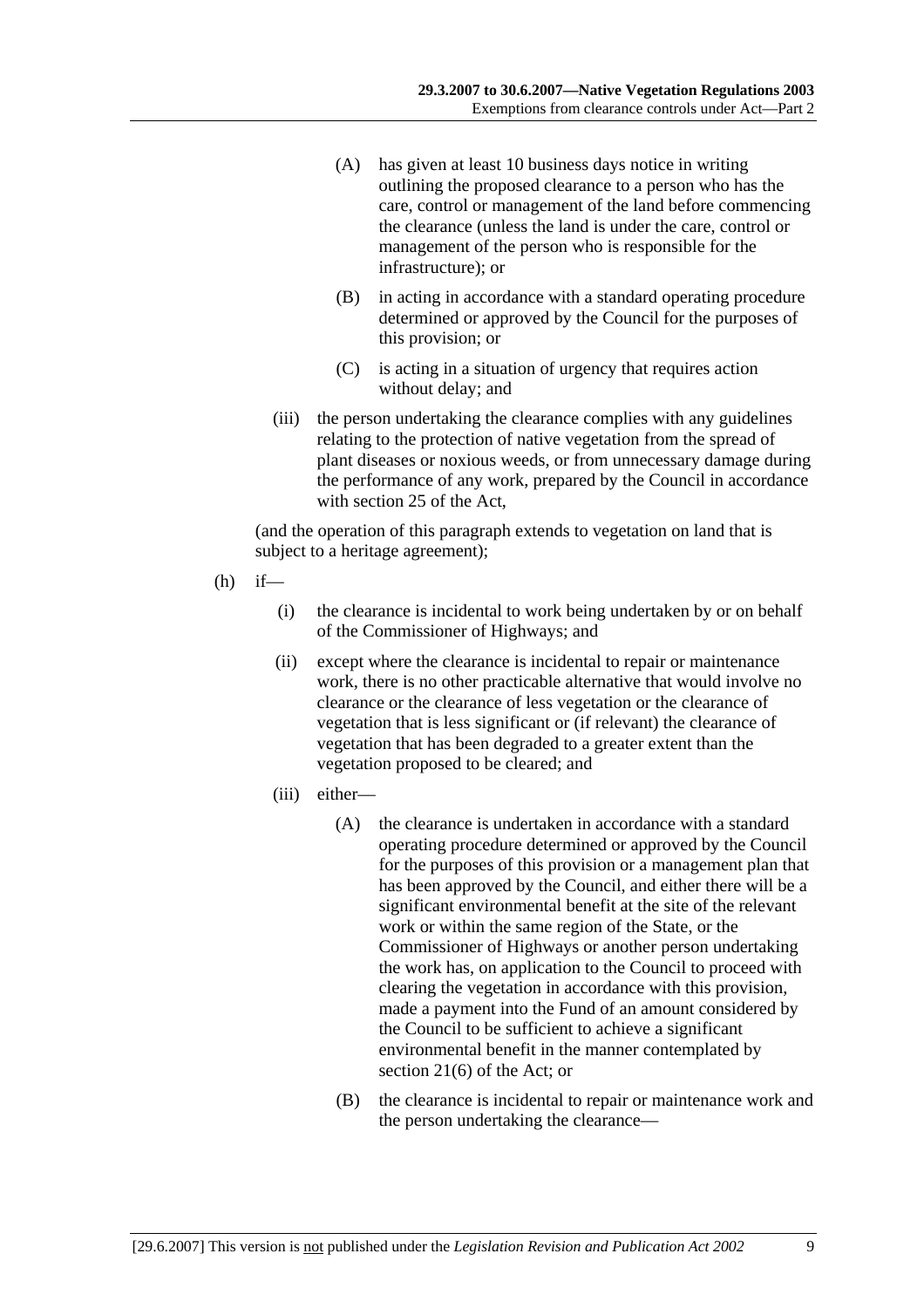(A) has given at least 10 business days notice in writing outlining the proposed clearance to a person who has the care, control or management of the land before commencing the clearance (unless the land is under the care, control or management of the person who is responsible for the infrastructure); or

(B) in acting in accordance with a standard operating procedure determined or approved by the Council for the purposes of this provision; or

(C) is acting in a situation of urgency that requires action without delay; and

(iii) the person undertaking the clearance complies with any guidelines relating to the protection of native vegetation from the spread of plant diseases or noxious weeds, or from unnecessary damage during the performance of any work, prepared by the Council in accordance with section 25 of the Act,

(and the operation of this paragraph extends to vegetation on land that is subject to a heritage agreement);

(h) if—

(i) the clearance is incidental to work being undertaken by or on behalf of the Commissioner of Highways; and

(ii) except where the clearance is incidental to repair or maintenance work, there is no other practicable alternative that would involve no clearance or the clearance of less vegetation or the clearance of vegetation that is less significant or (if relevant) the clearance of vegetation that has been degraded to a greater extent than the vegetation proposed to be cleared; and

(iii) either—

(A) the clearance is undertaken in accordance with a standard operating procedure determined or approved by the Council for the purposes of this provision or a management plan that has been approved by the Council, and either there will be a significant environmental benefit at the site of the relevant work or within the same region of the State, or the Commissioner of Highways or another person undertaking the work has, on application to the Council to proceed with clearing the vegetation in accordance with this provision, made a payment into the Fund of an amount considered by the Council to be sufficient to achieve a significant environmental benefit in the manner contemplated by section 21(6) of the Act; or

(B) the clearance is incidental to repair or maintenance work and the person undertaking the clearance—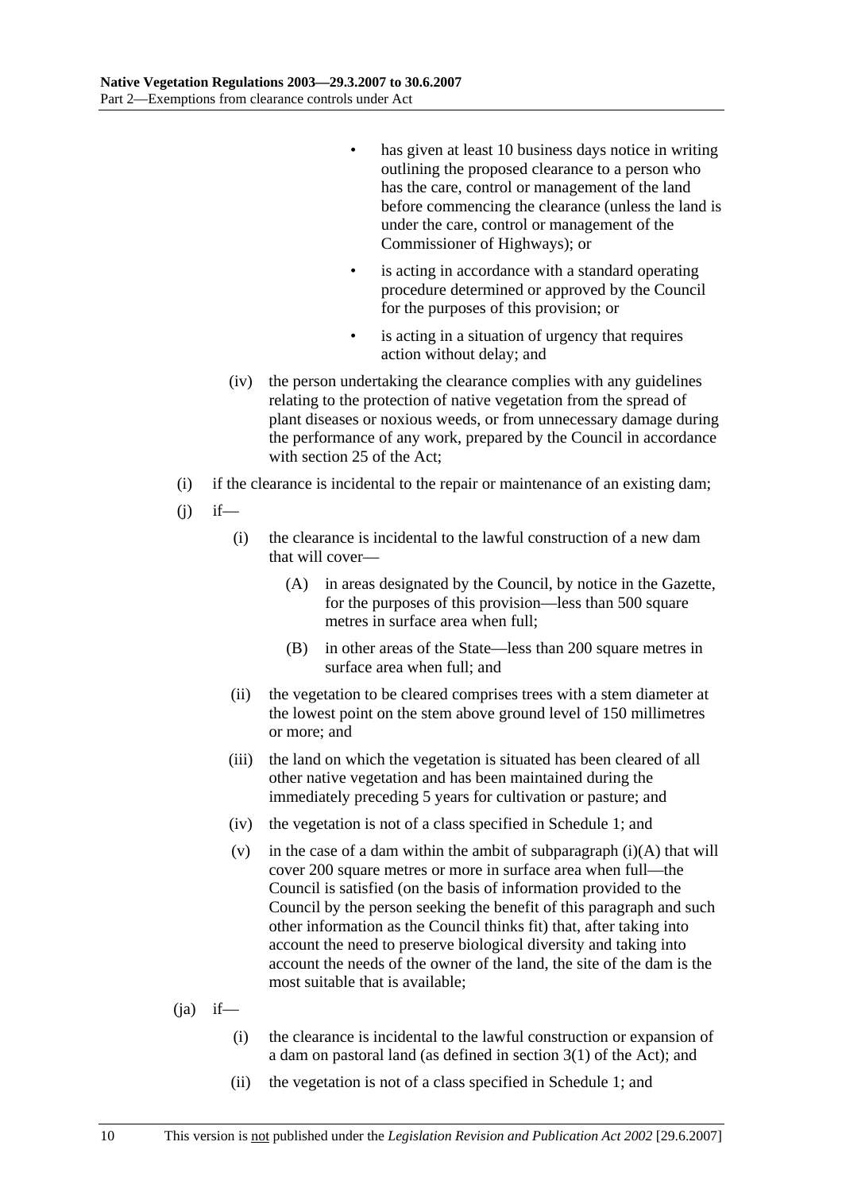- has given at least 10 business days notice in writing outlining the proposed clearance to a person who has the care, control or management of the land before commencing the clearance (unless the land is under the care, control or management of the Commissioner of Highways); or
- is acting in accordance with a standard operating procedure determined or approved by the Council for the purposes of this provision; or
- is acting in a situation of urgency that requires action without delay; and

(iv) the person undertaking the clearance complies with any guidelines relating to the protection of native vegetation from the spread of plant diseases or noxious weeds, or from unnecessary damage during the performance of any work, prepared by the Council in accordance with section 25 of the Act;

(i) if the clearance is incidental to the repair or maintenance of an existing dam;

(j) if—

(i) the clearance is incidental to the lawful construction of a new dam that will cover—

(A) in areas designated by the Council, by notice in the Gazette, for the purposes of this provision—less than 500 square metres in surface area when full;

(B) in other areas of the State—less than 200 square metres in surface area when full; and

(ii) the vegetation to be cleared comprises trees with a stem diameter at the lowest point on the stem above ground level of 150 millimetres or more; and

(iii) the land on which the vegetation is situated has been cleared of all other native vegetation and has been maintained during the immediately preceding 5 years for cultivation or pasture; and

(iv) the vegetation is not of a class specified in Schedule 1; and

(v) in the case of a dam within the ambit of subparagraph (i)(A) that will cover 200 square metres or more in surface area when full—the Council is satisfied (on the basis of information provided to the Council by the person seeking the benefit of this paragraph and such other information as the Council thinks fit) that, after taking into account the need to preserve biological diversity and taking into account the needs of the owner of the land, the site of the dam is the most suitable that is available;

(ja) if—

(i) the clearance is incidental to the lawful construction or expansion of a dam on pastoral land (as defined in section 3(1) of the Act); and

(ii) the vegetation is not of a class specified in Schedule 1; and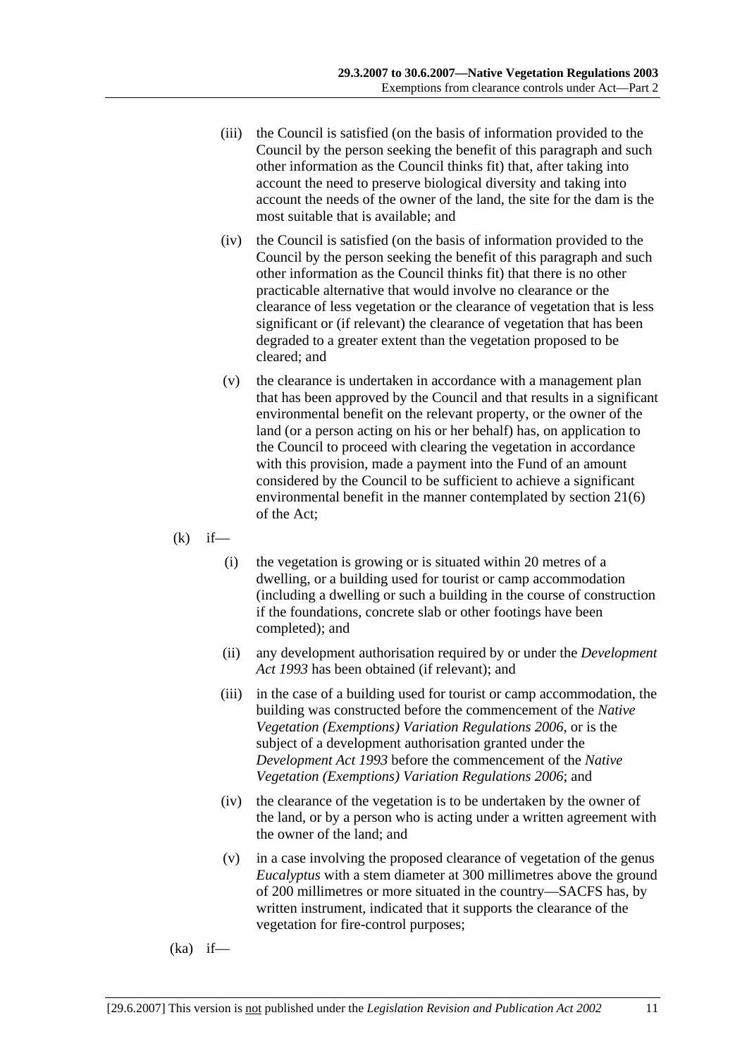(iii) the Council is satisfied (on the basis of information provided to the Council by the person seeking the benefit of this paragraph and such other information as the Council thinks fit) that, after taking into account the need to preserve biological diversity and taking into account the needs of the owner of the land, the site for the dam is the most suitable that is available; and

(iv) the Council is satisfied (on the basis of information provided to the Council by the person seeking the benefit of this paragraph and such other information as the Council thinks fit) that there is no other practicable alternative that would involve no clearance or the clearance of less vegetation or the clearance of vegetation that is less significant or (if relevant) the clearance of vegetation that has been degraded to a greater extent than the vegetation proposed to be cleared; and

(v) the clearance is undertaken in accordance with a management plan that has been approved by the Council and that results in a significant environmental benefit on the relevant property, or the owner of the land (or a person acting on his or her behalf) has, on application to the Council to proceed with clearing the vegetation in accordance with this provision, made a payment into the Fund of an amount considered by the Council to be sufficient to achieve a significant environmental benefit in the manner contemplated by section 21(6) of the Act;

(k) if—

(i) the vegetation is growing or is situated within 20 metres of a dwelling, or a building used for tourist or camp accommodation (including a dwelling or such a building in the course of construction if the foundations, concrete slab or other footings have been completed); and

(ii) any development authorisation required by or under the *Development Act 1993* has been obtained (if relevant); and

(iii) in the case of a building used for tourist or camp accommodation, the building was constructed before the commencement of the *Native Vegetation (Exemptions) Variation Regulations 2006*, or is the subject of a development authorisation granted under the *Development Act 1993* before the commencement of the *Native Vegetation (Exemptions) Variation Regulations 2006*; and

(iv) the clearance of the vegetation is to be undertaken by the owner of the land, or by a person who is acting under a written agreement with the owner of the land; and

(v) in a case involving the proposed clearance of vegetation of the genus *Eucalyptus* with a stem diameter at 300 millimetres above the ground of 200 millimetres or more situated in the country—SACFS has, by written instrument, indicated that it supports the clearance of the vegetation for fire-control purposes;

(ka) if—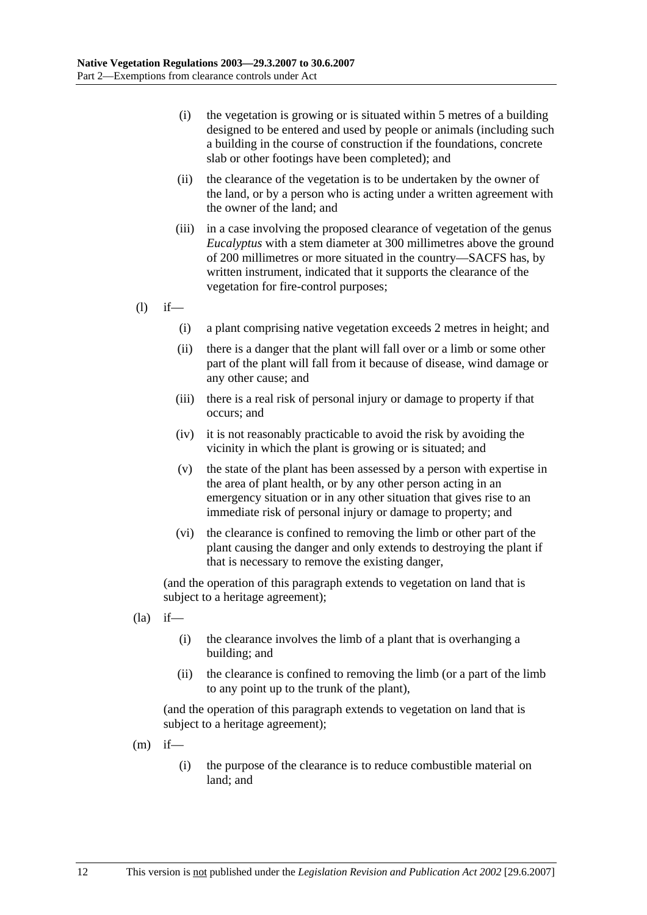(i) the vegetation is growing or is situated within 5 metres of a building designed to be entered and used by people or animals (including such a building in the course of construction if the foundations, concrete slab or other footings have been completed); and

(ii) the clearance of the vegetation is to be undertaken by the owner of the land, or by a person who is acting under a written agreement with the owner of the land; and

(iii) in a case involving the proposed clearance of vegetation of the genus *Eucalyptus* with a stem diameter at 300 millimetres above the ground of 200 millimetres or more situated in the country—SACFS has, by written instrument, indicated that it supports the clearance of the vegetation for fire-control purposes;

(l) if—

(i) a plant comprising native vegetation exceeds 2 metres in height; and

(ii) there is a danger that the plant will fall over or a limb or some other part of the plant will fall from it because of disease, wind damage or any other cause; and

(iii) there is a real risk of personal injury or damage to property if that occurs; and

(iv) it is not reasonably practicable to avoid the risk by avoiding the vicinity in which the plant is growing or is situated; and

(v) the state of the plant has been assessed by a person with expertise in the area of plant health, or by any other person acting in an emergency situation or in any other situation that gives rise to an immediate risk of personal injury or damage to property; and

(vi) the clearance is confined to removing the limb or other part of the plant causing the danger and only extends to destroying the plant if that is necessary to remove the existing danger,

(and the operation of this paragraph extends to vegetation on land that is subject to a heritage agreement);

(la) if—

(i) the clearance involves the limb of a plant that is overhanging a building; and

(ii) the clearance is confined to removing the limb (or a part of the limb to any point up to the trunk of the plant),

(and the operation of this paragraph extends to vegetation on land that is subject to a heritage agreement);

(m) if—

(i) the purpose of the clearance is to reduce combustible material on land; and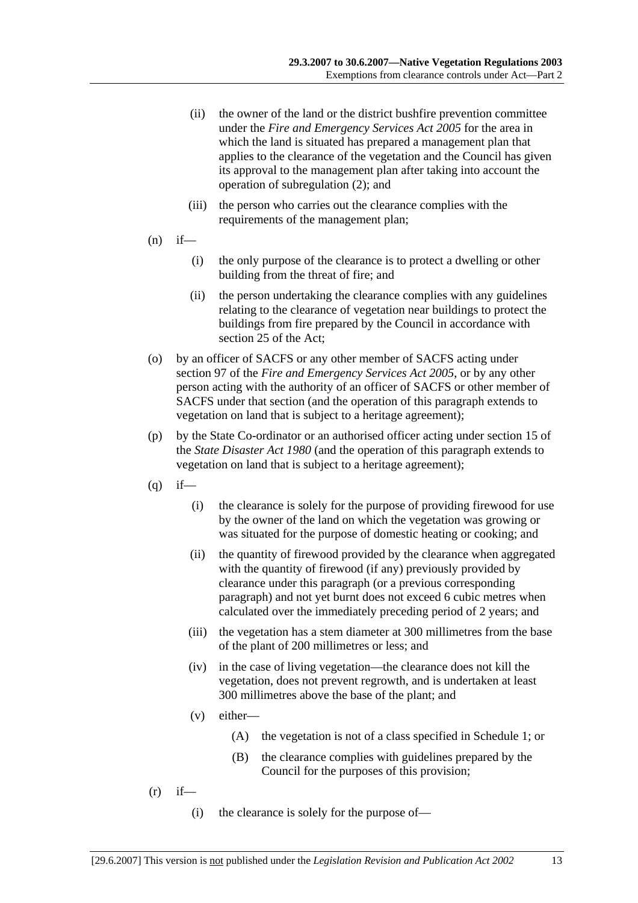(ii) the owner of the land or the district bushfire prevention committee under the *Fire and Emergency Services Act 2005* for the area in which the land is situated has prepared a management plan that applies to the clearance of the vegetation and the Council has given its approval to the management plan after taking into account the operation of subregulation (2); and

(iii) the person who carries out the clearance complies with the requirements of the management plan;

(n) if—

(i) the only purpose of the clearance is to protect a dwelling or other building from the threat of fire; and

(ii) the person undertaking the clearance complies with any guidelines relating to the clearance of vegetation near buildings to protect the buildings from fire prepared by the Council in accordance with section 25 of the Act;

(o) by an officer of SACFS or any other member of SACFS acting under section 97 of the *Fire and Emergency Services Act 2005*, or by any other person acting with the authority of an officer of SACFS or other member of SACFS under that section (and the operation of this paragraph extends to vegetation on land that is subject to a heritage agreement);

(p) by the State Co-ordinator or an authorised officer acting under section 15 of the *State Disaster Act 1980* (and the operation of this paragraph extends to vegetation on land that is subject to a heritage agreement);

(q) if—

(i) the clearance is solely for the purpose of providing firewood for use by the owner of the land on which the vegetation was growing or was situated for the purpose of domestic heating or cooking; and

(ii) the quantity of firewood provided by the clearance when aggregated with the quantity of firewood (if any) previously provided by clearance under this paragraph (or a previous corresponding paragraph) and not yet burnt does not exceed 6 cubic metres when calculated over the immediately preceding period of 2 years; and

(iii) the vegetation has a stem diameter at 300 millimetres from the base of the plant of 200 millimetres or less; and

(iv) in the case of living vegetation—the clearance does not kill the vegetation, does not prevent regrowth, and is undertaken at least 300 millimetres above the base of the plant; and

(v) either—

(A) the vegetation is not of a class specified in Schedule 1; or

(B) the clearance complies with guidelines prepared by the Council for the purposes of this provision;

(r) if—

(i) the clearance is solely for the purpose of—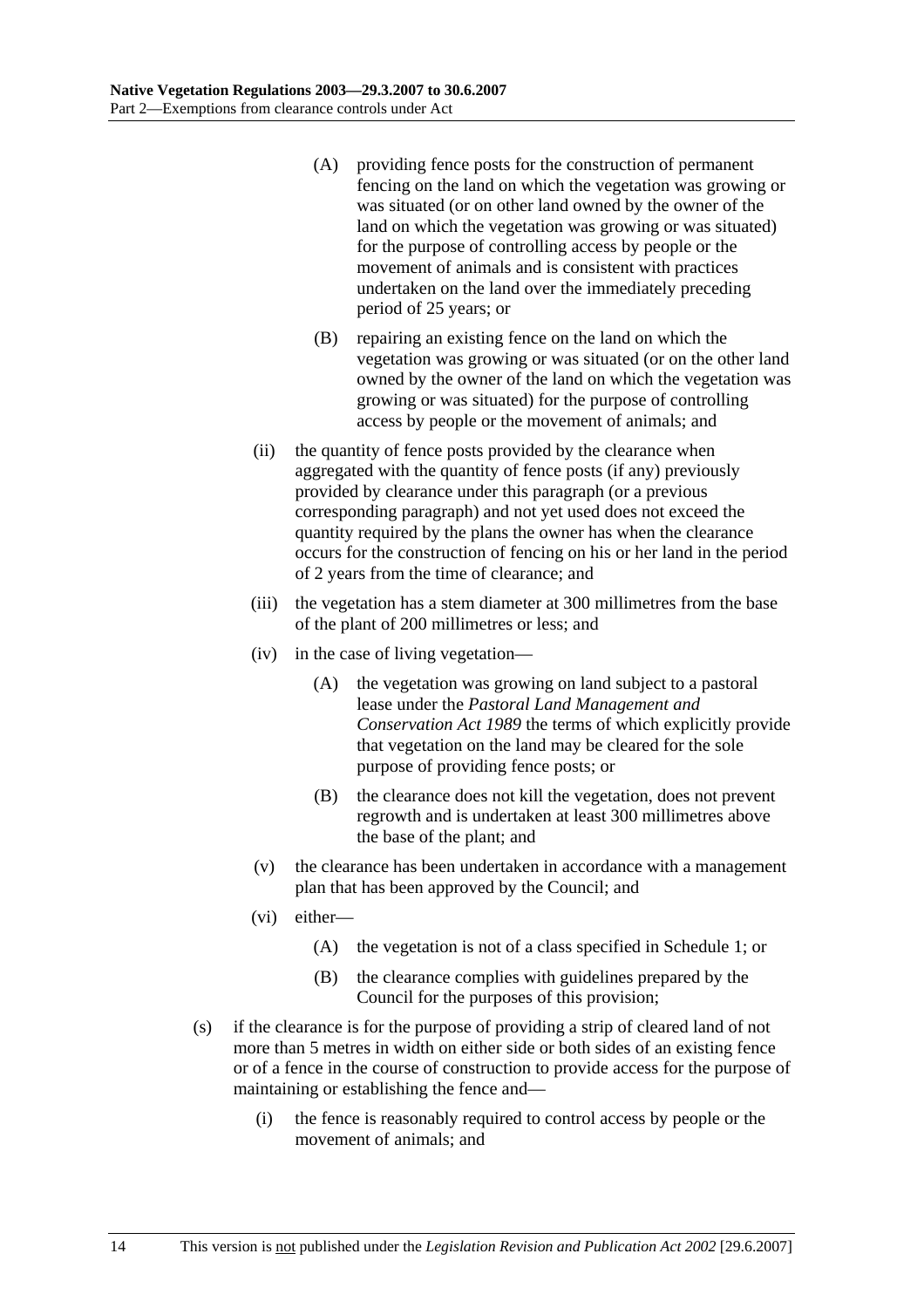(A) providing fence posts for the construction of permanent fencing on the land on which the vegetation was growing or was situated (or on other land owned by the owner of the land on which the vegetation was growing or was situated) for the purpose of controlling access by people or the movement of animals and is consistent with practices undertaken on the land over the immediately preceding period of 25 years; or

(B) repairing an existing fence on the land on which the vegetation was growing or was situated (or on the other land owned by the owner of the land on which the vegetation was growing or was situated) for the purpose of controlling access by people or the movement of animals; and

(ii) the quantity of fence posts provided by the clearance when aggregated with the quantity of fence posts (if any) previously provided by clearance under this paragraph (or a previous corresponding paragraph) and not yet used does not exceed the quantity required by the plans the owner has when the clearance occurs for the construction of fencing on his or her land in the period of 2 years from the time of clearance; and

(iii) the vegetation has a stem diameter at 300 millimetres from the base of the plant of 200 millimetres or less; and

(iv) in the case of living vegetation—

(A) the vegetation was growing on land subject to a pastoral lease under the *Pastoral Land Management and Conservation Act 1989* the terms of which explicitly provide that vegetation on the land may be cleared for the sole purpose of providing fence posts; or

(B) the clearance does not kill the vegetation, does not prevent regrowth and is undertaken at least 300 millimetres above the base of the plant; and

(v) the clearance has been undertaken in accordance with a management plan that has been approved by the Council; and

(vi) either—

(A) the vegetation is not of a class specified in Schedule 1; or

(B) the clearance complies with guidelines prepared by the Council for the purposes of this provision;

(s) if the clearance is for the purpose of providing a strip of cleared land of not more than 5 metres in width on either side or both sides of an existing fence or of a fence in the course of construction to provide access for the purpose of maintaining or establishing the fence and—

(i) the fence is reasonably required to control access by people or the movement of animals; and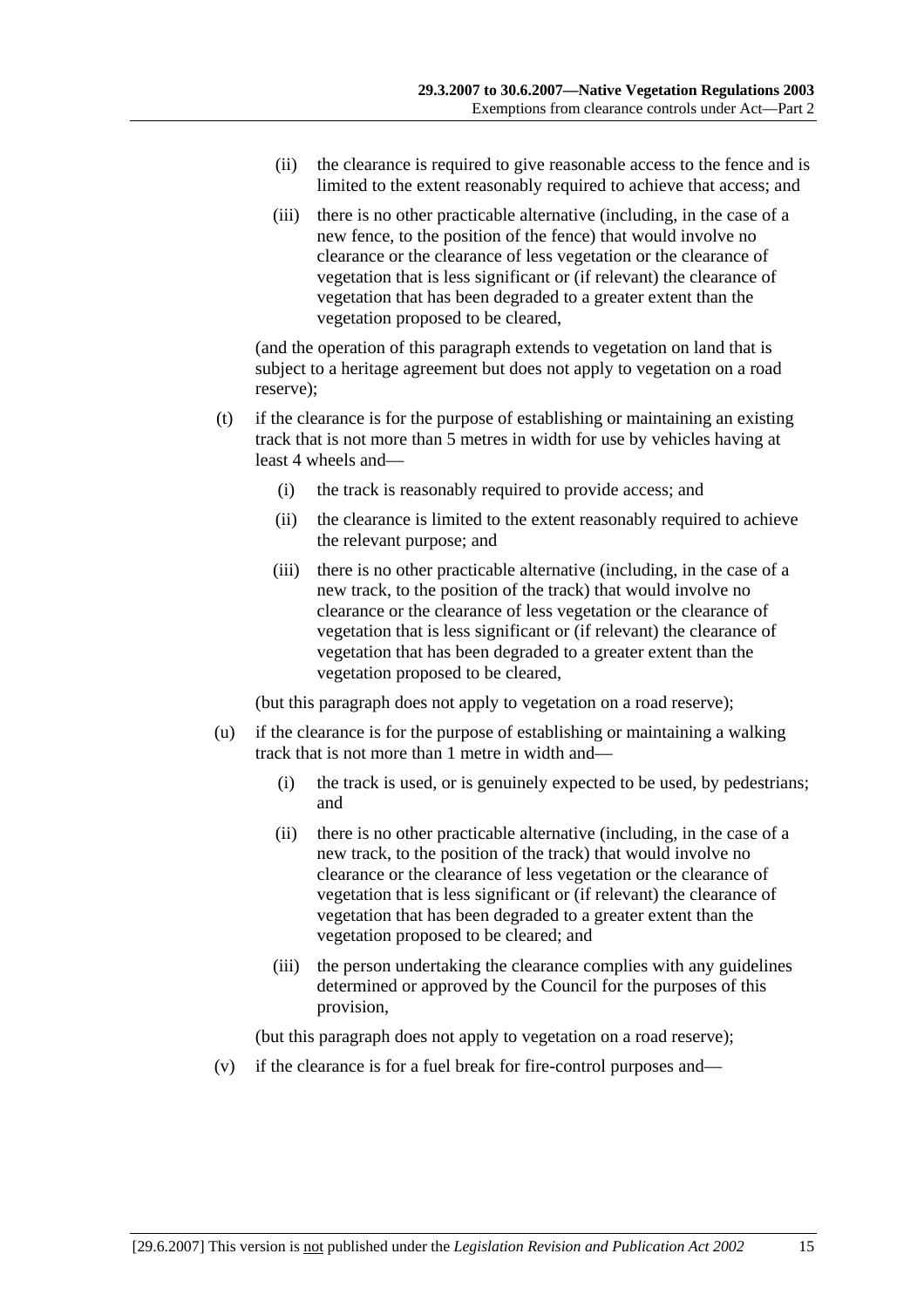(ii) the clearance is required to give reasonable access to the fence and is limited to the extent reasonably required to achieve that access; and

(iii) there is no other practicable alternative (including, in the case of a new fence, to the position of the fence) that would involve no clearance or the clearance of less vegetation or the clearance of vegetation that is less significant or (if relevant) the clearance of vegetation that has been degraded to a greater extent than the vegetation proposed to be cleared,

(and the operation of this paragraph extends to vegetation on land that is subject to a heritage agreement but does not apply to vegetation on a road reserve);

(t) if the clearance is for the purpose of establishing or maintaining an existing track that is not more than 5 metres in width for use by vehicles having at least 4 wheels and—

(i) the track is reasonably required to provide access; and

(ii) the clearance is limited to the extent reasonably required to achieve the relevant purpose; and

(iii) there is no other practicable alternative (including, in the case of a new track, to the position of the track) that would involve no clearance or the clearance of less vegetation or the clearance of vegetation that is less significant or (if relevant) the clearance of vegetation that has been degraded to a greater extent than the vegetation proposed to be cleared,

(but this paragraph does not apply to vegetation on a road reserve);

(u) if the clearance is for the purpose of establishing or maintaining a walking track that is not more than 1 metre in width and—

(i) the track is used, or is genuinely expected to be used, by pedestrians; and

(ii) there is no other practicable alternative (including, in the case of a new track, to the position of the track) that would involve no clearance or the clearance of less vegetation or the clearance of vegetation that is less significant or (if relevant) the clearance of vegetation that has been degraded to a greater extent than the vegetation proposed to be cleared; and

(iii) the person undertaking the clearance complies with any guidelines determined or approved by the Council for the purposes of this provision,

(but this paragraph does not apply to vegetation on a road reserve);

(v) if the clearance is for a fuel break for fire-control purposes and—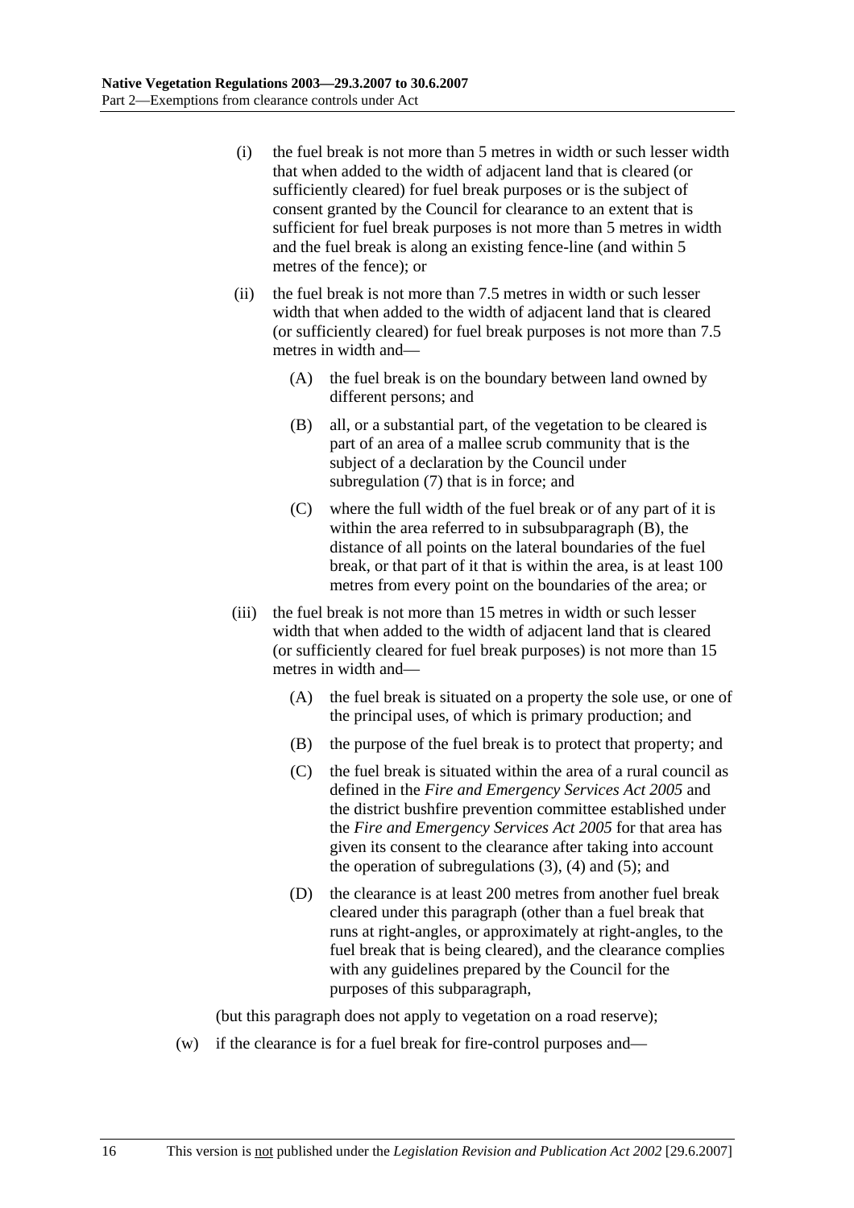(i) the fuel break is not more than 5 metres in width or such lesser width that when added to the width of adjacent land that is cleared (or sufficiently cleared) for fuel break purposes or is the subject of consent granted by the Council for clearance to an extent that is sufficient for fuel break purposes is not more than 5 metres in width and the fuel break is along an existing fence-line (and within 5 metres of the fence); or

(ii) the fuel break is not more than 7.5 metres in width or such lesser width that when added to the width of adjacent land that is cleared (or sufficiently cleared) for fuel break purposes is not more than 7.5 metres in width and—

(A) the fuel break is on the boundary between land owned by different persons; and

(B) all, or a substantial part, of the vegetation to be cleared is part of an area of a mallee scrub community that is the subject of a declaration by the Council under subregulation (7) that is in force; and

(C) where the full width of the fuel break or of any part of it is within the area referred to in subsubparagraph (B), the distance of all points on the lateral boundaries of the fuel break, or that part of it that is within the area, is at least 100 metres from every point on the boundaries of the area; or

(iii) the fuel break is not more than 15 metres in width or such lesser width that when added to the width of adjacent land that is cleared (or sufficiently cleared for fuel break purposes) is not more than 15 metres in width and—

(A) the fuel break is situated on a property the sole use, or one of the principal uses, of which is primary production; and

(B) the purpose of the fuel break is to protect that property; and

(C) the fuel break is situated within the area of a rural council as defined in the *Fire and Emergency Services Act 2005* and the district bushfire prevention committee established under the *Fire and Emergency Services Act 2005* for that area has given its consent to the clearance after taking into account the operation of subregulations (3), (4) and (5); and

(D) the clearance is at least 200 metres from another fuel break cleared under this paragraph (other than a fuel break that runs at right-angles, or approximately at right-angles, to the fuel break that is being cleared), and the clearance complies with any guidelines prepared by the Council for the purposes of this subparagraph,

(but this paragraph does not apply to vegetation on a road reserve);

(w) if the clearance is for a fuel break for fire-control purposes and—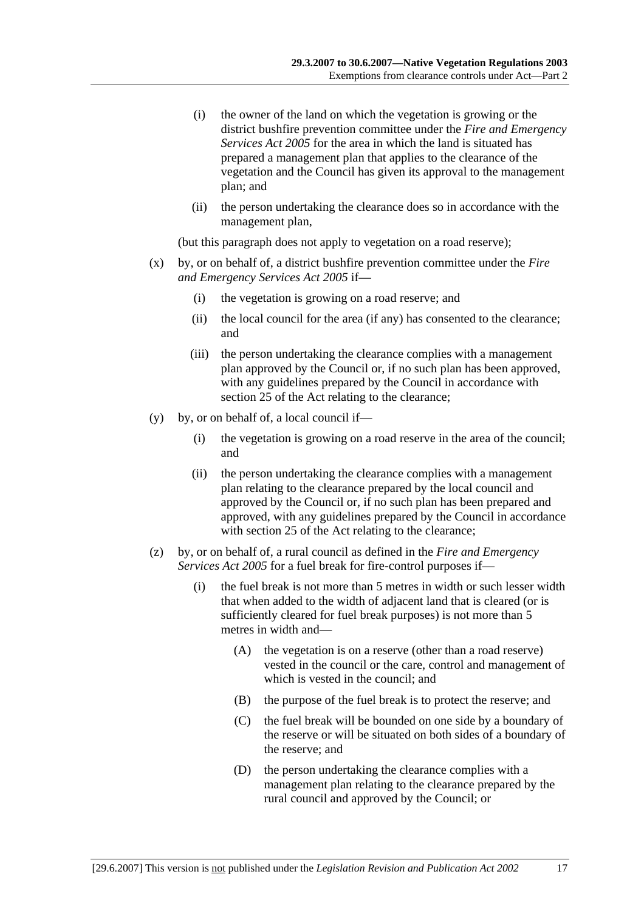(i) the owner of the land on which the vegetation is growing or the district bushfire prevention committee under the *Fire and Emergency Services Act 2005* for the area in which the land is situated has prepared a management plan that applies to the clearance of the vegetation and the Council has given its approval to the management plan; and

(ii) the person undertaking the clearance does so in accordance with the management plan,

(but this paragraph does not apply to vegetation on a road reserve);

(x) by, or on behalf of, a district bushfire prevention committee under the *Fire and Emergency Services Act 2005* if—

(i) the vegetation is growing on a road reserve; and

(ii) the local council for the area (if any) has consented to the clearance; and

(iii) the person undertaking the clearance complies with a management plan approved by the Council or, if no such plan has been approved, with any guidelines prepared by the Council in accordance with section 25 of the Act relating to the clearance;

(y) by, or on behalf of, a local council if—

(i) the vegetation is growing on a road reserve in the area of the council; and

(ii) the person undertaking the clearance complies with a management plan relating to the clearance prepared by the local council and approved by the Council or, if no such plan has been prepared and approved, with any guidelines prepared by the Council in accordance with section 25 of the Act relating to the clearance;

(z) by, or on behalf of, a rural council as defined in the *Fire and Emergency Services Act 2005* for a fuel break for fire-control purposes if—

(i) the fuel break is not more than 5 metres in width or such lesser width that when added to the width of adjacent land that is cleared (or is sufficiently cleared for fuel break purposes) is not more than 5 metres in width and—

(A) the vegetation is on a reserve (other than a road reserve) vested in the council or the care, control and management of which is vested in the council; and

(B) the purpose of the fuel break is to protect the reserve; and

(C) the fuel break will be bounded on one side by a boundary of the reserve or will be situated on both sides of a boundary of the reserve; and

(D) the person undertaking the clearance complies with a management plan relating to the clearance prepared by the rural council and approved by the Council; or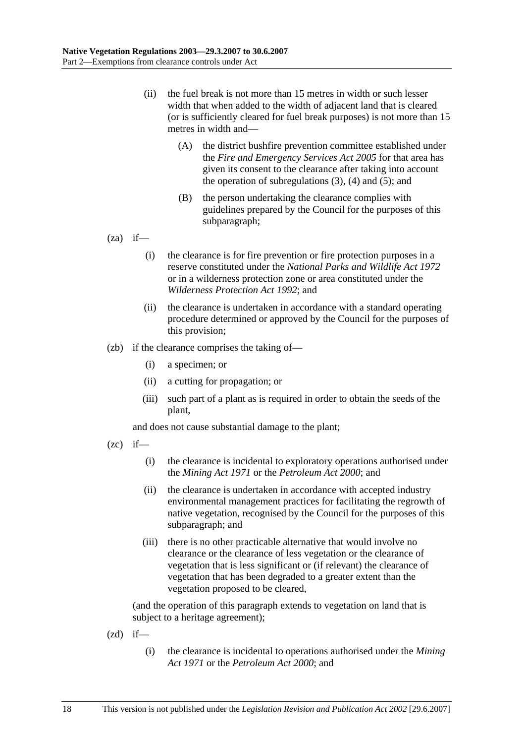(ii) the fuel break is not more than 15 metres in width or such lesser width that when added to the width of adjacent land that is cleared (or is sufficiently cleared for fuel break purposes) is not more than 15 metres in width and—

(A) the district bushfire prevention committee established under the *Fire and Emergency Services Act 2005* for that area has given its consent to the clearance after taking into account the operation of subregulations (3), (4) and (5); and

(B) the person undertaking the clearance complies with guidelines prepared by the Council for the purposes of this subparagraph;

(za) if—

(i) the clearance is for fire prevention or fire protection purposes in a reserve constituted under the *National Parks and Wildlife Act 1972* or in a wilderness protection zone or area constituted under the *Wilderness Protection Act 1992*; and

(ii) the clearance is undertaken in accordance with a standard operating procedure determined or approved by the Council for the purposes of this provision;

(zb) if the clearance comprises the taking of—

(i) a specimen; or

(ii) a cutting for propagation; or

(iii) such part of a plant as is required in order to obtain the seeds of the plant,

and does not cause substantial damage to the plant;

(zc) if—

(i) the clearance is incidental to exploratory operations authorised under the *Mining Act 1971* or the *Petroleum Act 2000*; and

(ii) the clearance is undertaken in accordance with accepted industry environmental management practices for facilitating the regrowth of native vegetation, recognised by the Council for the purposes of this subparagraph; and

(iii) there is no other practicable alternative that would involve no clearance or the clearance of less vegetation or the clearance of vegetation that is less significant or (if relevant) the clearance of vegetation that has been degraded to a greater extent than the vegetation proposed to be cleared,

(and the operation of this paragraph extends to vegetation on land that is subject to a heritage agreement);

(zd) if—

(i) the clearance is incidental to operations authorised under the *Mining Act 1971* or the *Petroleum Act 2000*; and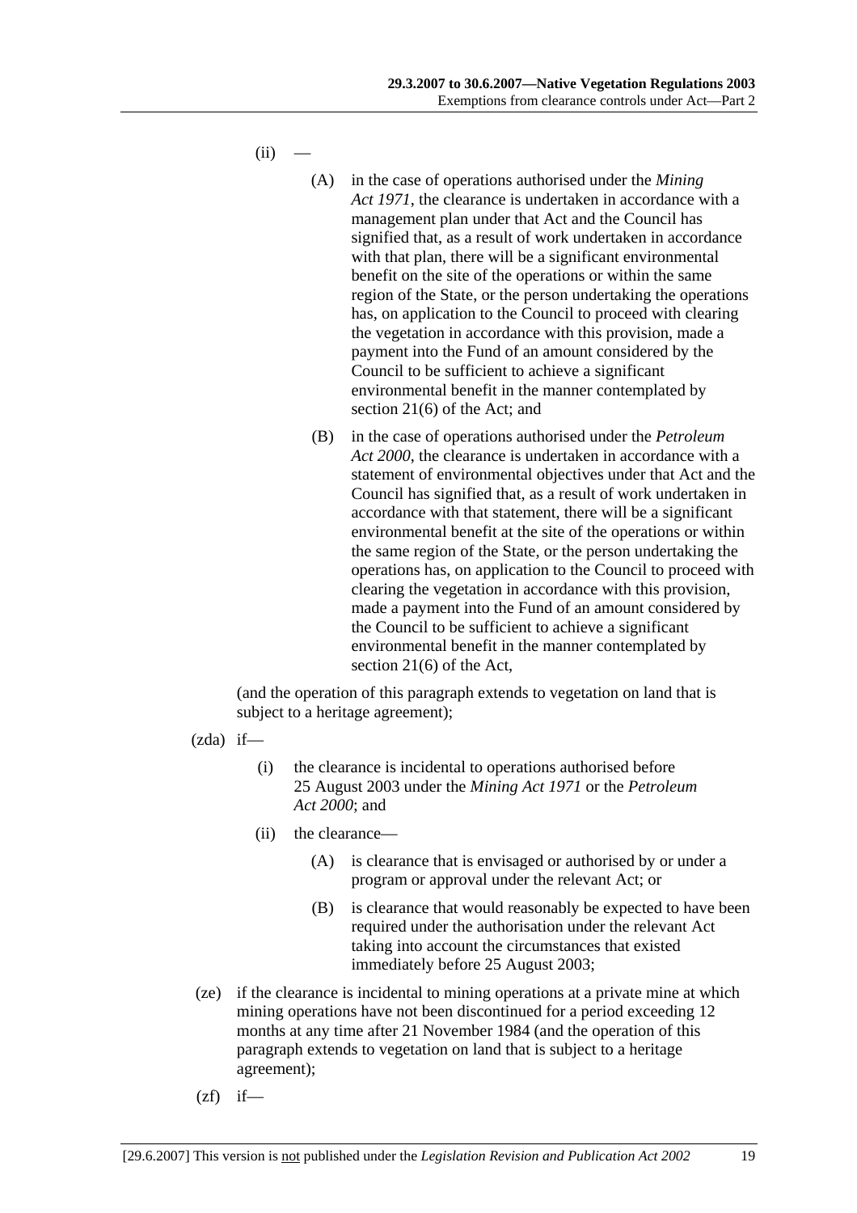(ii) —

(A) in the case of operations authorised under the *Mining Act 1971*, the clearance is undertaken in accordance with a management plan under that Act and the Council has signified that, as a result of work undertaken in accordance with that plan, there will be a significant environmental benefit on the site of the operations or within the same region of the State, or the person undertaking the operations has, on application to the Council to proceed with clearing the vegetation in accordance with this provision, made a payment into the Fund of an amount considered by the Council to be sufficient to achieve a significant environmental benefit in the manner contemplated by section 21(6) of the Act; and

(B) in the case of operations authorised under the *Petroleum Act 2000*, the clearance is undertaken in accordance with a statement of environmental objectives under that Act and the Council has signified that, as a result of work undertaken in accordance with that statement, there will be a significant environmental benefit at the site of the operations or within the same region of the State, or the person undertaking the operations has, on application to the Council to proceed with clearing the vegetation in accordance with this provision, made a payment into the Fund of an amount considered by the Council to be sufficient to achieve a significant environmental benefit in the manner contemplated by section 21(6) of the Act,

(and the operation of this paragraph extends to vegetation on land that is subject to a heritage agreement);

(zda) if—

(i) the clearance is incidental to operations authorised before 25 August 2003 under the *Mining Act 1971* or the *Petroleum Act 2000*; and

(ii) the clearance—

(A) is clearance that is envisaged or authorised by or under a program or approval under the relevant Act; or

(B) is clearance that would reasonably be expected to have been required under the authorisation under the relevant Act taking into account the circumstances that existed immediately before 25 August 2003;

(ze) if the clearance is incidental to mining operations at a private mine at which mining operations have not been discontinued for a period exceeding 12 months at any time after 21 November 1984 (and the operation of this paragraph extends to vegetation on land that is subject to a heritage agreement);

(zf) if—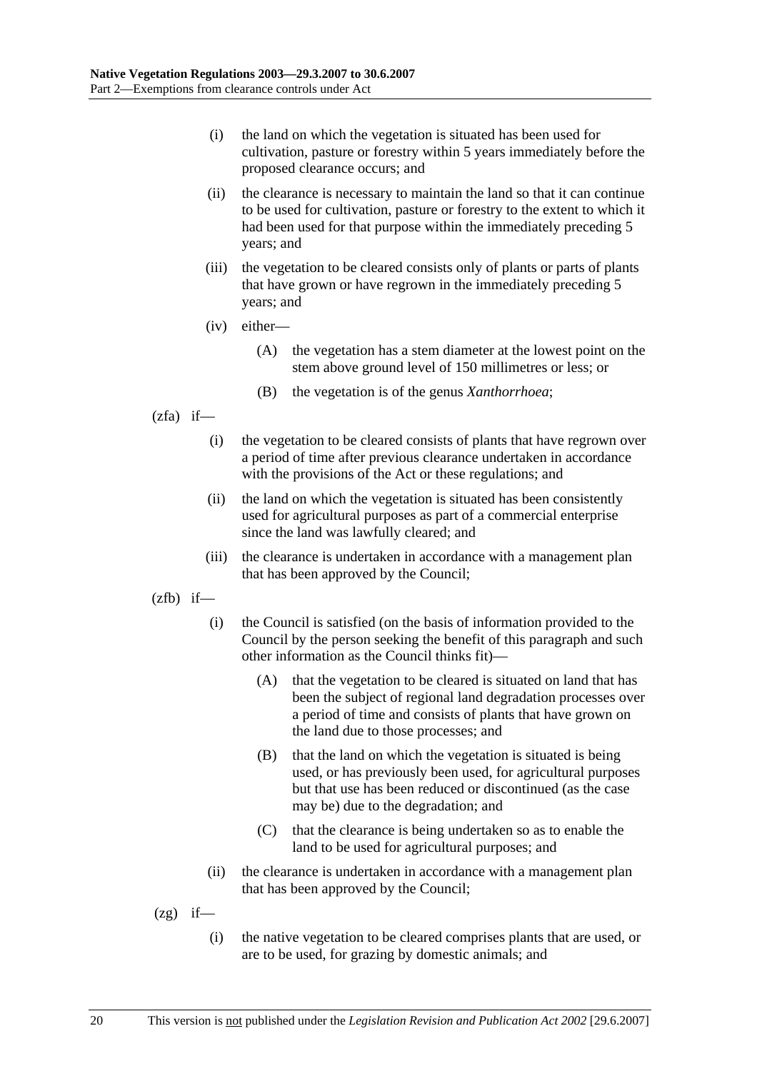(i) the land on which the vegetation is situated has been used for cultivation, pasture or forestry within 5 years immediately before the proposed clearance occurs; and

(ii) the clearance is necessary to maintain the land so that it can continue to be used for cultivation, pasture or forestry to the extent to which it had been used for that purpose within the immediately preceding 5 years; and

(iii) the vegetation to be cleared consists only of plants or parts of plants that have grown or have regrown in the immediately preceding 5 years; and

(iv) either—

(A) the vegetation has a stem diameter at the lowest point on the stem above ground level of 150 millimetres or less; or

(B) the vegetation is of the genus *Xanthorrhoea*;

(zfa) if—

(i) the vegetation to be cleared consists of plants that have regrown over a period of time after previous clearance undertaken in accordance with the provisions of the Act or these regulations; and

(ii) the land on which the vegetation is situated has been consistently used for agricultural purposes as part of a commercial enterprise since the land was lawfully cleared; and

(iii) the clearance is undertaken in accordance with a management plan that has been approved by the Council;

(zfb) if—

(i) the Council is satisfied (on the basis of information provided to the Council by the person seeking the benefit of this paragraph and such other information as the Council thinks fit)—

(A) that the vegetation to be cleared is situated on land that has been the subject of regional land degradation processes over a period of time and consists of plants that have grown on the land due to those processes; and

(B) that the land on which the vegetation is situated is being used, or has previously been used, for agricultural purposes but that use has been reduced or discontinued (as the case may be) due to the degradation; and

(C) that the clearance is being undertaken so as to enable the land to be used for agricultural purposes; and

(ii) the clearance is undertaken in accordance with a management plan that has been approved by the Council;

(zg) if—

(i) the native vegetation to be cleared comprises plants that are used, or are to be used, for grazing by domestic animals; and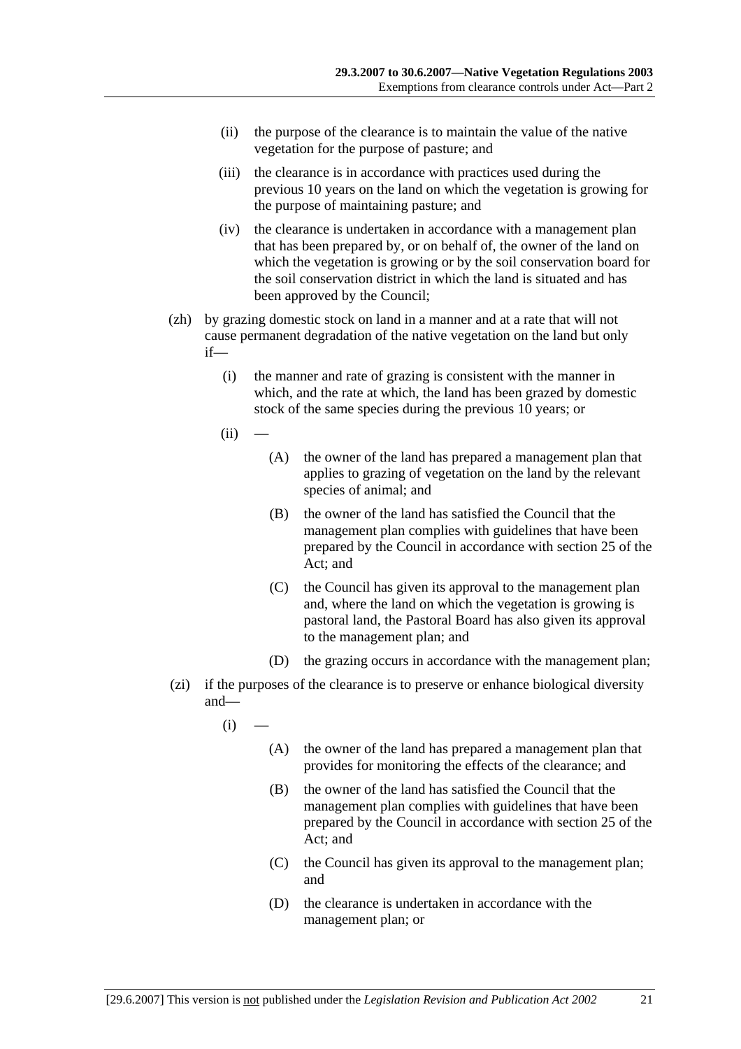(ii) the purpose of the clearance is to maintain the value of the native vegetation for the purpose of pasture; and

(iii) the clearance is in accordance with practices used during the previous 10 years on the land on which the vegetation is growing for the purpose of maintaining pasture; and

(iv) the clearance is undertaken in accordance with a management plan that has been prepared by, or on behalf of, the owner of the land on which the vegetation is growing or by the soil conservation board for the soil conservation district in which the land is situated and has been approved by the Council;

(zh) by grazing domestic stock on land in a manner and at a rate that will not cause permanent degradation of the native vegetation on the land but only if—

(i) the manner and rate of grazing is consistent with the manner in which, and the rate at which, the land has been grazed by domestic stock of the same species during the previous 10 years; or

(ii) —

(A) the owner of the land has prepared a management plan that applies to grazing of vegetation on the land by the relevant species of animal; and

(B) the owner of the land has satisfied the Council that the management plan complies with guidelines that have been prepared by the Council in accordance with section 25 of the Act; and

(C) the Council has given its approval to the management plan and, where the land on which the vegetation is growing is pastoral land, the Pastoral Board has also given its approval to the management plan; and

(D) the grazing occurs in accordance with the management plan;

(zi) if the purposes of the clearance is to preserve or enhance biological diversity and—

(i) —

(A) the owner of the land has prepared a management plan that provides for monitoring the effects of the clearance; and

(B) the owner of the land has satisfied the Council that the management plan complies with guidelines that have been prepared by the Council in accordance with section 25 of the Act; and

(C) the Council has given its approval to the management plan; and

(D) the clearance is undertaken in accordance with the management plan; or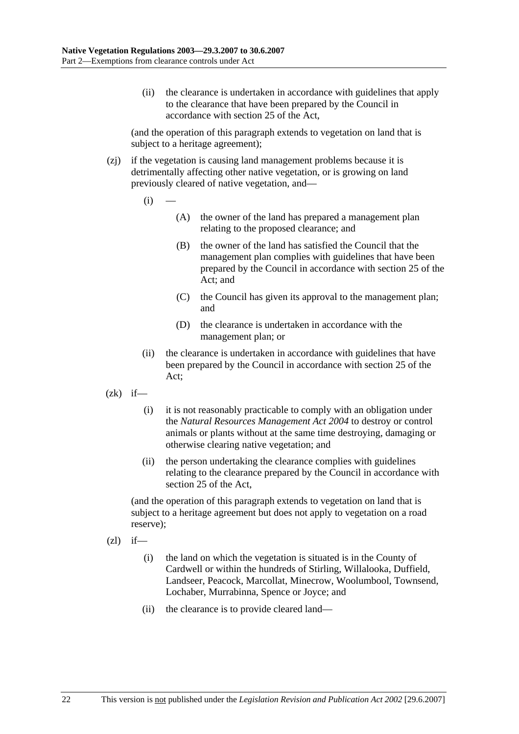(ii) the clearance is undertaken in accordance with guidelines that apply to the clearance that have been prepared by the Council in accordance with section 25 of the Act,

(and the operation of this paragraph extends to vegetation on land that is subject to a heritage agreement);

(zj) if the vegetation is causing land management problems because it is detrimentally affecting other native vegetation, or is growing on land previously cleared of native vegetation, and—

(i) —

(A) the owner of the land has prepared a management plan relating to the proposed clearance; and

(B) the owner of the land has satisfied the Council that the management plan complies with guidelines that have been prepared by the Council in accordance with section 25 of the Act; and

(C) the Council has given its approval to the management plan; and

(D) the clearance is undertaken in accordance with the management plan; or

(ii) the clearance is undertaken in accordance with guidelines that have been prepared by the Council in accordance with section 25 of the Act;

(zk) if—

(i) it is not reasonably practicable to comply with an obligation under the *Natural Resources Management Act 2004* to destroy or control animals or plants without at the same time destroying, damaging or otherwise clearing native vegetation; and

(ii) the person undertaking the clearance complies with guidelines relating to the clearance prepared by the Council in accordance with section 25 of the Act,

(and the operation of this paragraph extends to vegetation on land that is subject to a heritage agreement but does not apply to vegetation on a road reserve);

(zl) if—

(i) the land on which the vegetation is situated is in the County of Cardwell or within the hundreds of Stirling, Willalooka, Duffield, Landseer, Peacock, Marcollat, Minecrow, Woolumbool, Townsend, Lochaber, Murrabinna, Spence or Joyce; and

(ii) the clearance is to provide cleared land—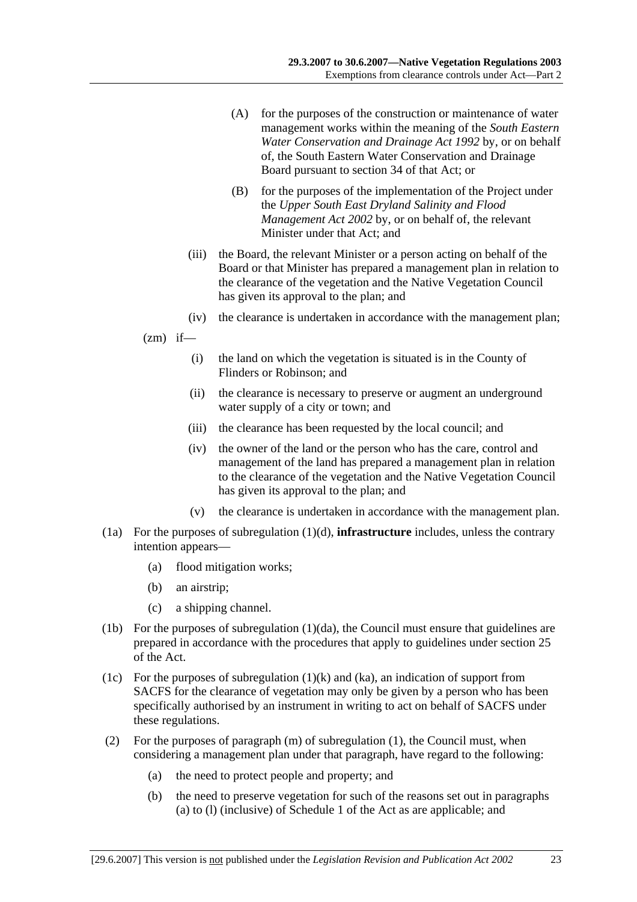(A) for the purposes of the construction or maintenance of water management works within the meaning of the *South Eastern Water Conservation and Drainage Act 1992* by, or on behalf of, the South Eastern Water Conservation and Drainage Board pursuant to section 34 of that Act; or

(B) for the purposes of the implementation of the Project under the *Upper South East Dryland Salinity and Flood Management Act 2002* by, or on behalf of, the relevant Minister under that Act; and

(iii) the Board, the relevant Minister or a person acting on behalf of the Board or that Minister has prepared a management plan in relation to the clearance of the vegetation and the Native Vegetation Council has given its approval to the plan; and

(iv) the clearance is undertaken in accordance with the management plan;

(zm) if—

(i) the land on which the vegetation is situated is in the County of Flinders or Robinson; and

(ii) the clearance is necessary to preserve or augment an underground water supply of a city or town; and

(iii) the clearance has been requested by the local council; and

(iv) the owner of the land or the person who has the care, control and management of the land has prepared a management plan in relation to the clearance of the vegetation and the Native Vegetation Council has given its approval to the plan; and

(v) the clearance is undertaken in accordance with the management plan.

(1a) For the purposes of subregulation (1)(d), **infrastructure** includes, unless the contrary intention appears—

(a) flood mitigation works;

(b) an airstrip;

(c) a shipping channel.

(1b) For the purposes of subregulation (1)(da), the Council must ensure that guidelines are prepared in accordance with the procedures that apply to guidelines under section 25 of the Act.

(1c) For the purposes of subregulation (1)(k) and (ka), an indication of support from SACFS for the clearance of vegetation may only be given by a person who has been specifically authorised by an instrument in writing to act on behalf of SACFS under these regulations.

(2) For the purposes of paragraph (m) of subregulation (1), the Council must, when considering a management plan under that paragraph, have regard to the following:

(a) the need to protect people and property; and

(b) the need to preserve vegetation for such of the reasons set out in paragraphs (a) to (l) (inclusive) of Schedule 1 of the Act as are applicable; and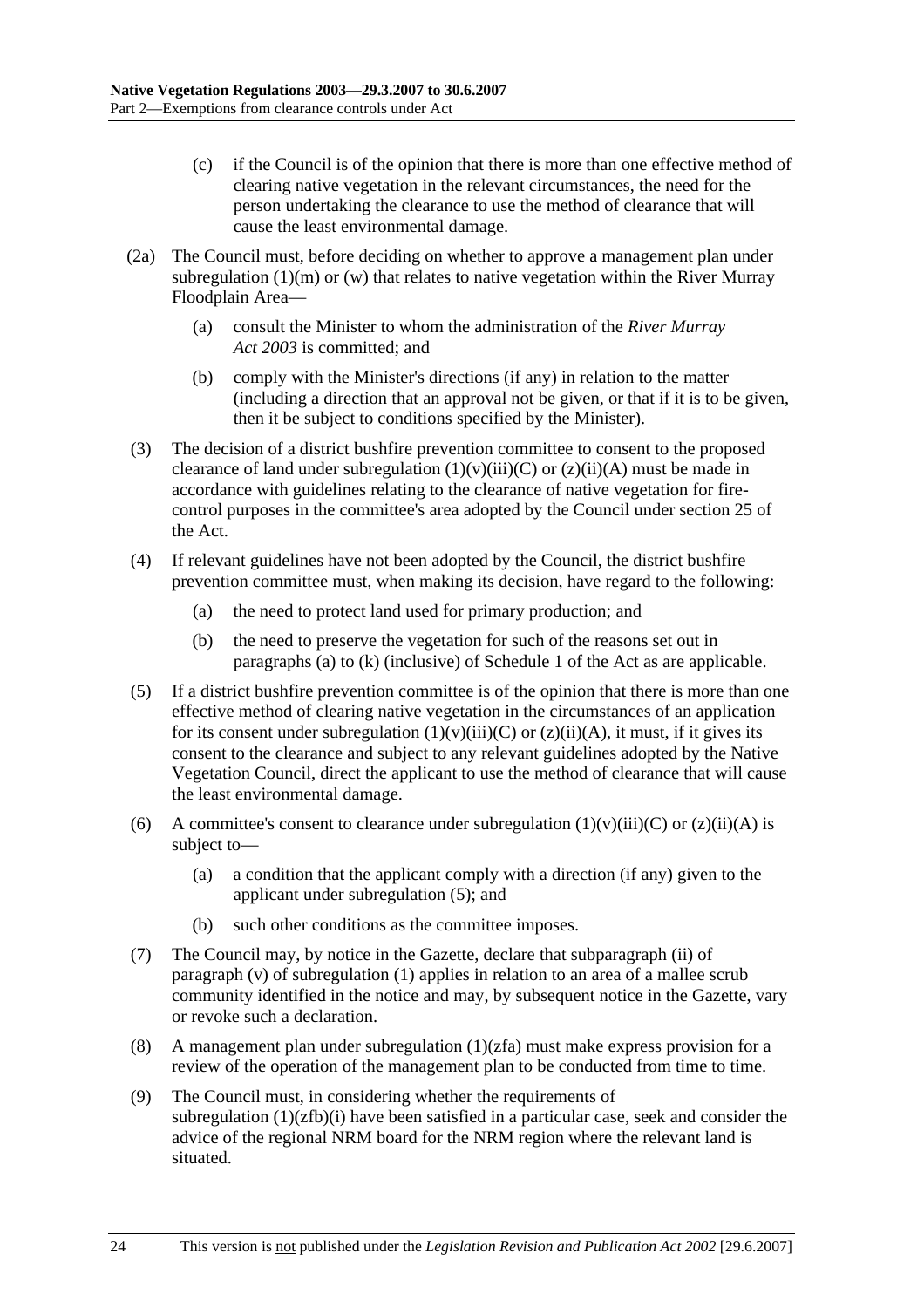(c) if the Council is of the opinion that there is more than one effective method of clearing native vegetation in the relevant circumstances, the need for the person undertaking the clearance to use the method of clearance that will cause the least environmental damage.

(2a) The Council must, before deciding on whether to approve a management plan under subregulation (1)(m) or (w) that relates to native vegetation within the River Murray Floodplain Area—

(a) consult the Minister to whom the administration of the *River Murray Act 2003* is committed; and

(b) comply with the Minister's directions (if any) in relation to the matter (including a direction that an approval not be given, or that if it is to be given, then it be subject to conditions specified by the Minister).

(3) The decision of a district bushfire prevention committee to consent to the proposed clearance of land under subregulation (1)(v)(iii)(C) or (z)(ii)(A) must be made in accordance with guidelines relating to the clearance of native vegetation for fire-control purposes in the committee's area adopted by the Council under section 25 of the Act.

(4) If relevant guidelines have not been adopted by the Council, the district bushfire prevention committee must, when making its decision, have regard to the following:

(a) the need to protect land used for primary production; and

(b) the need to preserve the vegetation for such of the reasons set out in paragraphs (a) to (k) (inclusive) of Schedule 1 of the Act as are applicable.

(5) If a district bushfire prevention committee is of the opinion that there is more than one effective method of clearing native vegetation in the circumstances of an application for its consent under subregulation (1)(v)(iii)(C) or (z)(ii)(A), it must, if it gives its consent to the clearance and subject to any relevant guidelines adopted by the Native Vegetation Council, direct the applicant to use the method of clearance that will cause the least environmental damage.

(6) A committee's consent to clearance under subregulation (1)(v)(iii)(C) or (z)(ii)(A) is subject to—

(a) a condition that the applicant comply with a direction (if any) given to the applicant under subregulation (5); and

(b) such other conditions as the committee imposes.

(7) The Council may, by notice in the Gazette, declare that subparagraph (ii) of paragraph (v) of subregulation (1) applies in relation to an area of a mallee scrub community identified in the notice and may, by subsequent notice in the Gazette, vary or revoke such a declaration.

(8) A management plan under subregulation (1)(zfa) must make express provision for a review of the operation of the management plan to be conducted from time to time.

(9) The Council must, in considering whether the requirements of subregulation (1)(zfb)(i) have been satisfied in a particular case, seek and consider the advice of the regional NRM board for the NRM region where the relevant land is situated.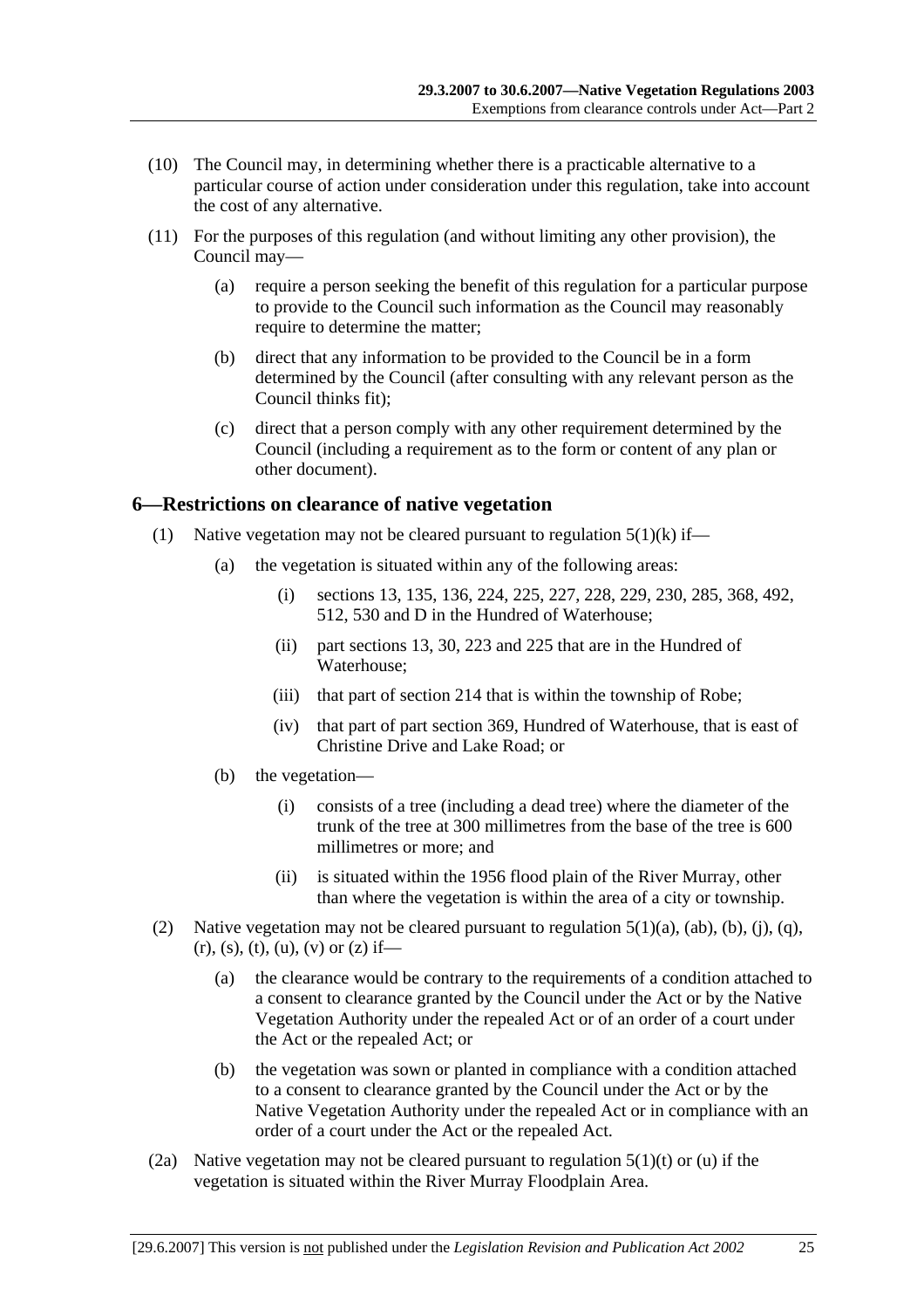(10) The Council may, in determining whether there is a practicable alternative to a particular course of action under consideration under this regulation, take into account the cost of any alternative.

(11) For the purposes of this regulation (and without limiting any other provision), the Council may—

(a) require a person seeking the benefit of this regulation for a particular purpose to provide to the Council such information as the Council may reasonably require to determine the matter;

(b) direct that any information to be provided to the Council be in a form determined by the Council (after consulting with any relevant person as the Council thinks fit);

(c) direct that a person comply with any other requirement determined by the Council (including a requirement as to the form or content of any plan or other document).

## 6—Restrictions on clearance of native vegetation

(1) Native vegetation may not be cleared pursuant to regulation 5(1)(k) if—

(a) the vegetation is situated within any of the following areas:

(i) sections 13, 135, 136, 224, 225, 227, 228, 229, 230, 285, 368, 492, 512, 530 and D in the Hundred of Waterhouse;

(ii) part sections 13, 30, 223 and 225 that are in the Hundred of Waterhouse;

(iii) that part of section 214 that is within the township of Robe;

(iv) that part of part section 369, Hundred of Waterhouse, that is east of Christine Drive and Lake Road; or

(b) the vegetation—

(i) consists of a tree (including a dead tree) where the diameter of the trunk of the tree at 300 millimetres from the base of the tree is 600 millimetres or more; and

(ii) is situated within the 1956 flood plain of the River Murray, other than where the vegetation is within the area of a city or township.

(2) Native vegetation may not be cleared pursuant to regulation 5(1)(a), (ab), (b), (j), (q), (r), (s), (t), (u), (v) or (z) if—

(a) the clearance would be contrary to the requirements of a condition attached to a consent to clearance granted by the Council under the Act or by the Native Vegetation Authority under the repealed Act or of an order of a court under the Act or the repealed Act; or

(b) the vegetation was sown or planted in compliance with a condition attached to a consent to clearance granted by the Council under the Act or by the Native Vegetation Authority under the repealed Act or in compliance with an order of a court under the Act or the repealed Act.

(2a) Native vegetation may not be cleared pursuant to regulation 5(1)(t) or (u) if the vegetation is situated within the River Murray Floodplain Area.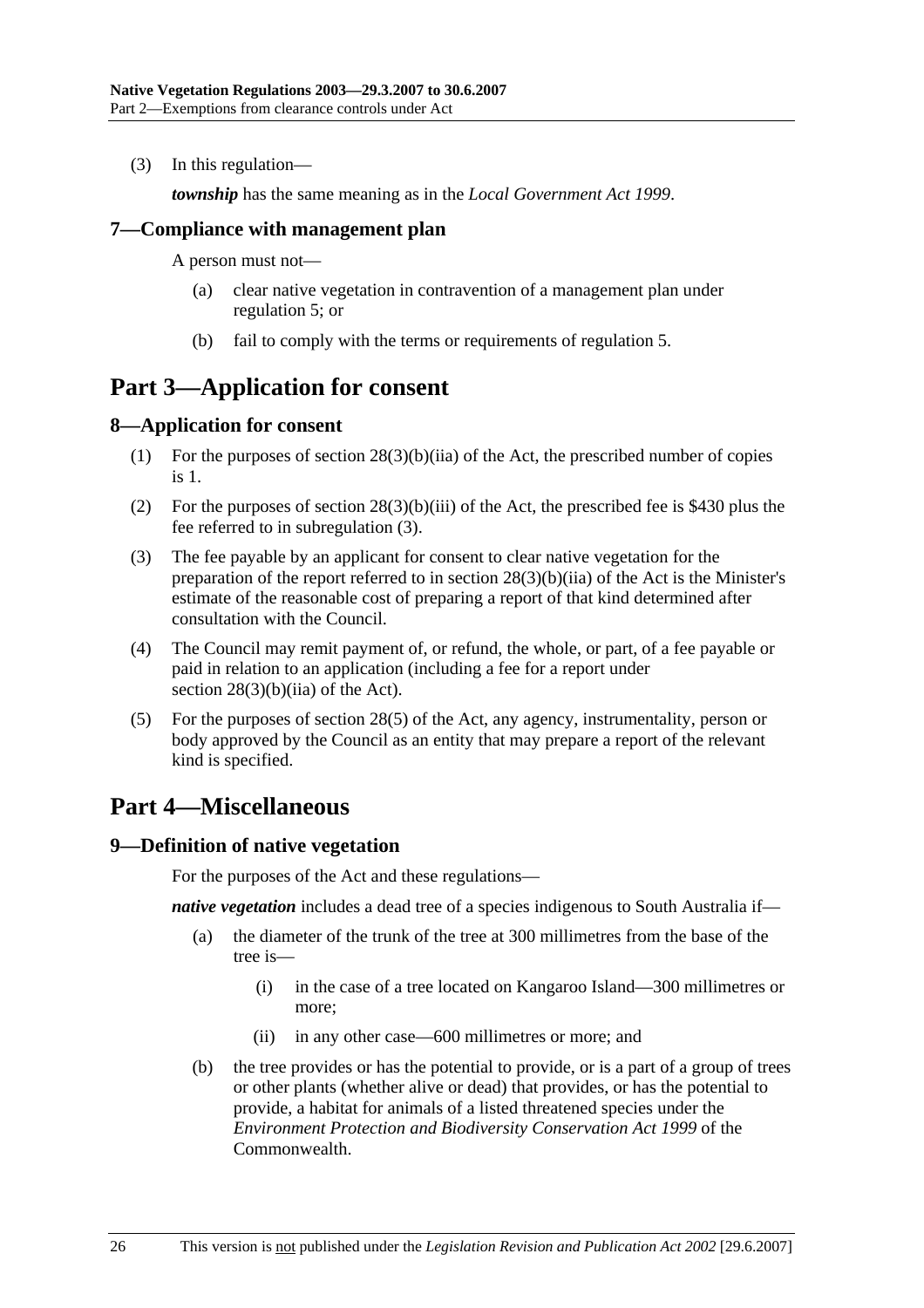(3) In this regulation—

***township*** has the same meaning as in the *Local Government Act 1999*.

### 7—Compliance with management plan

A person must not—

(a) clear native vegetation in contravention of a management plan under regulation 5; or

(b) fail to comply with the terms or requirements of regulation 5.

## Part 3—Application for consent

### 8—Application for consent

(1) For the purposes of section 28(3)(b)(iia) of the Act, the prescribed number of copies is 1.

(2) For the purposes of section 28(3)(b)(iii) of the Act, the prescribed fee is $430 plus the fee referred to in subregulation (3).

(3) The fee payable by an applicant for consent to clear native vegetation for the preparation of the report referred to in section 28(3)(b)(iia) of the Act is the Minister's estimate of the reasonable cost of preparing a report of that kind determined after consultation with the Council.

(4) The Council may remit payment of, or refund, the whole, or part, of a fee payable or paid in relation to an application (including a fee for a report under section 28(3)(b)(iia) of the Act).

(5) For the purposes of section 28(5) of the Act, any agency, instrumentality, person or body approved by the Council as an entity that may prepare a report of the relevant kind is specified.

## Part 4—Miscellaneous

### 9—Definition of native vegetation

For the purposes of the Act and these regulations—

***native vegetation*** includes a dead tree of a species indigenous to South Australia if—

(a) the diameter of the trunk of the tree at 300 millimetres from the base of the tree is—

(i) in the case of a tree located on Kangaroo Island—300 millimetres or more;

(ii) in any other case—600 millimetres or more; and

(b) the tree provides or has the potential to provide, or is a part of a group of trees or other plants (whether alive or dead) that provides, or has the potential to provide, a habitat for animals of a listed threatened species under the *Environment Protection and Biodiversity Conservation Act 1999* of the Commonwealth.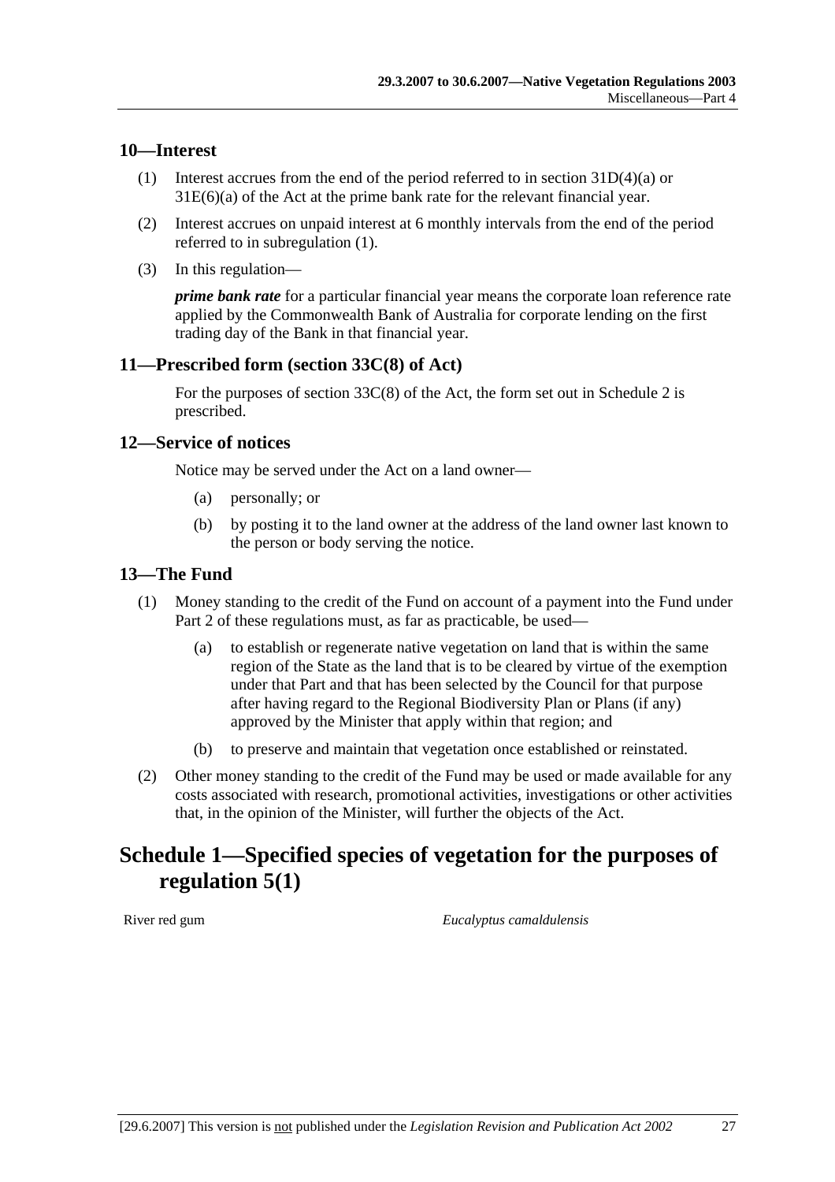## 10—Interest

(1) Interest accrues from the end of the period referred to in section 31D(4)(a) or 31E(6)(a) of the Act at the prime bank rate for the relevant financial year.

(2) Interest accrues on unpaid interest at 6 monthly intervals from the end of the period referred to in subregulation (1).

(3) In this regulation—

***prime bank rate*** for a particular financial year means the corporate loan reference rate applied by the Commonwealth Bank of Australia for corporate lending on the first trading day of the Bank in that financial year.

## 11—Prescribed form (section 33C(8) of Act)

For the purposes of section 33C(8) of the Act, the form set out in Schedule 2 is prescribed.

## 12—Service of notices

Notice may be served under the Act on a land owner—

(a) personally; or

(b) by posting it to the land owner at the address of the land owner last known to the person or body serving the notice.

## 13—The Fund

(1) Money standing to the credit of the Fund on account of a payment into the Fund under Part 2 of these regulations must, as far as practicable, be used—

(a) to establish or regenerate native vegetation on land that is within the same region of the State as the land that is to be cleared by virtue of the exemption under that Part and that has been selected by the Council for that purpose after having regard to the Regional Biodiversity Plan or Plans (if any) approved by the Minister that apply within that region; and

(b) to preserve and maintain that vegetation once established or reinstated.

(2) Other money standing to the credit of the Fund may be used or made available for any costs associated with research, promotional activities, investigations or other activities that, in the opinion of the Minister, will further the objects of the Act.

# Schedule 1—Specified species of vegetation for the purposes of regulation 5(1)

| | |
|---|---|
| River red gum | *Eucalyptus camaldulensis* |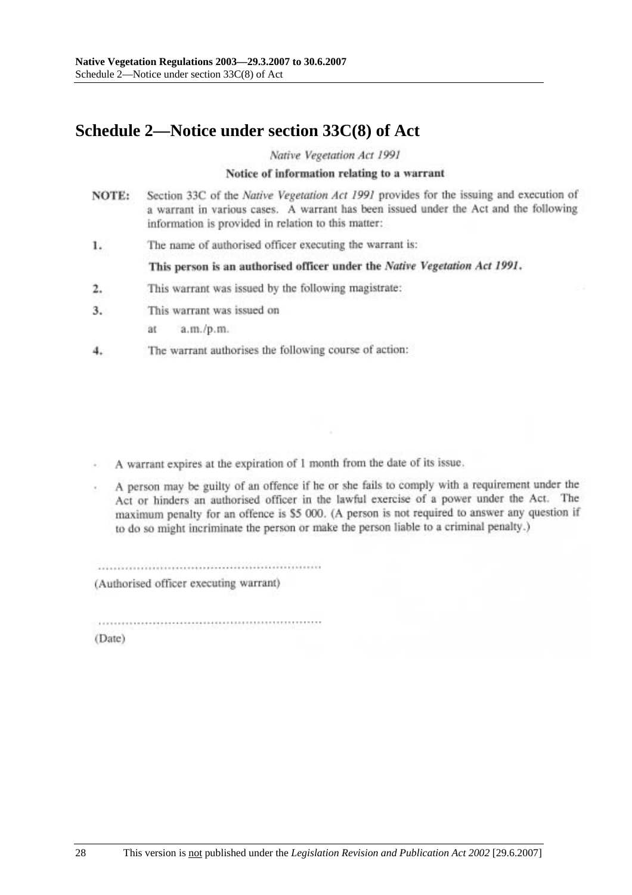## Schedule 2—Notice under section 33C(8) of Act

*Native Vegetation Act 1991*

**Notice of information relating to a warrant**

**NOTE:** Section 33C of the *Native Vegetation Act 1991* provides for the issuing and execution of a warrant in various cases. A warrant has been issued under the Act and the following information is provided in relation to this matter:

1. The name of authorised officer executing the warrant is:

   **This person is an authorised officer under the *Native Vegetation Act 1991*.**

2. This warrant was issued by the following magistrate:

3. This warrant was issued on

   at a.m./p.m.

4. The warrant authorises the following course of action:

- A warrant expires at the expiration of 1 month from the date of its issue.
- A person may be guilty of an offence if he or she fails to comply with a requirement under the Act or hinders an authorised officer in the lawful exercise of a power under the Act. The maximum penalty for an offence is $5 000. (A person is not required to answer any question if to do so might incriminate the person or make the person liable to a criminal penalty.)

..............................................................

(Authorised officer executing warrant)

..............................................................

(Date)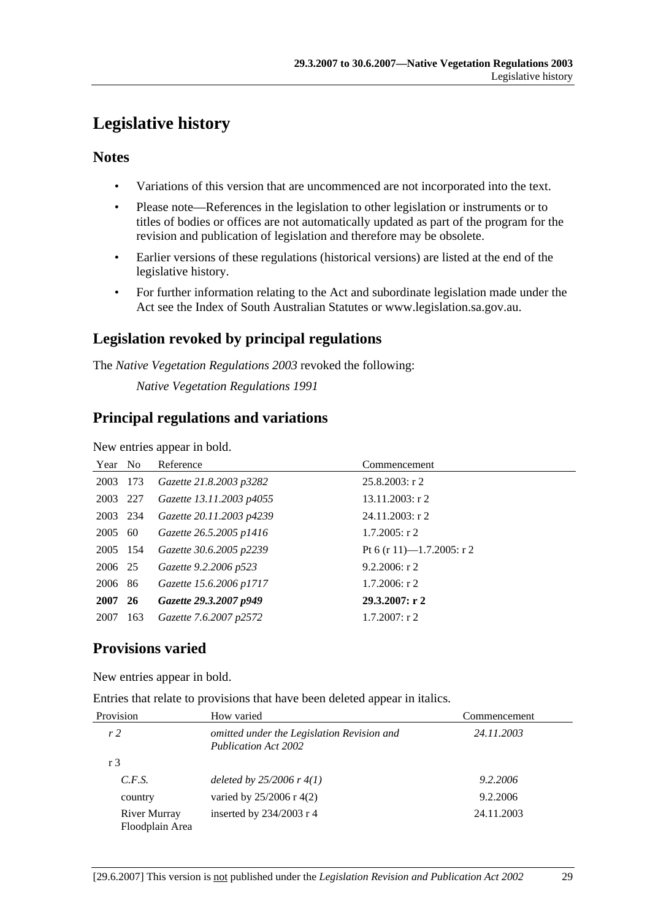# Legislative history

## Notes

- Variations of this version that are uncommenced are not incorporated into the text.
- Please note—References in the legislation to other legislation or instruments or to titles of bodies or offices are not automatically updated as part of the program for the revision and publication of legislation and therefore may be obsolete.
- Earlier versions of these regulations (historical versions) are listed at the end of the legislative history.
- For further information relating to the Act and subordinate legislation made under the Act see the Index of South Australian Statutes or www.legislation.sa.gov.au.

## Legislation revoked by principal regulations

The *Native Vegetation Regulations 2003* revoked the following:

*Native Vegetation Regulations 1991*

## Principal regulations and variations

New entries appear in bold.

| Year | No | Reference | Commencement |
|---|---|---|---|
| 2003 | 173 | *Gazette 21.8.2003 p3282* | 25.8.2003: r 2 |
| 2003 | 227 | *Gazette 13.11.2003 p4055* | 13.11.2003: r 2 |
| 2003 | 234 | *Gazette 20.11.2003 p4239* | 24.11.2003: r 2 |
| 2005 | 60 | *Gazette 26.5.2005 p1416* | 1.7.2005: r 2 |
| 2005 | 154 | *Gazette 30.6.2005 p2239* | Pt 6 (r 11)—1.7.2005: r 2 |
| 2006 | 25 | *Gazette 9.2.2006 p523* | 9.2.2006: r 2 |
| 2006 | 86 | *Gazette 15.6.2006 p1717* | 1.7.2006: r 2 |
| **2007** | **26** | ***Gazette 29.3.2007 p949*** | **29.3.2007: r 2** |
| 2007 | 163 | *Gazette 7.6.2007 p2572* | 1.7.2007: r 2 |

## Provisions varied

New entries appear in bold.

Entries that relate to provisions that have been deleted appear in italics.

| Provision | How varied | Commencement |
|---|---|---|
| *r 2* | *omitted under the Legislation Revision and Publication Act 2002* | *24.11.2003* |
| r 3 | | |
| *C.F.S.* | *deleted by 25/2006 r 4(1)* | *9.2.2006* |
| country | varied by 25/2006 r 4(2) | 9.2.2006 |
| River Murray Floodplain Area | inserted by 234/2003 r 4 | 24.11.2003 |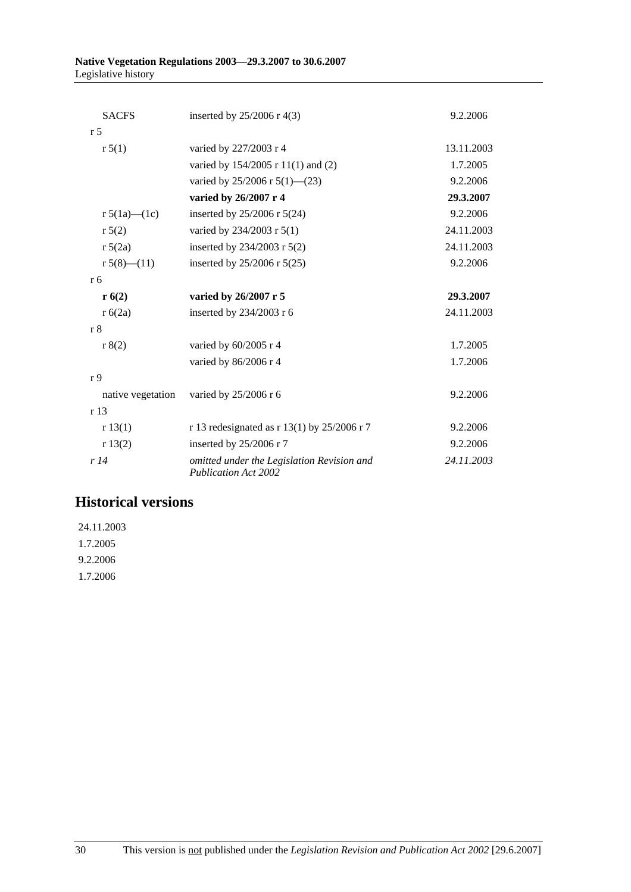| | | |
|---|---|---|
| SACFS | inserted by 25/2006 r 4(3) | 9.2.2006 |
| r 5 | | |
| r 5(1) | varied by 227/2003 r 4 | 13.11.2003 |
| | varied by 154/2005 r 11(1) and (2) | 1.7.2005 |
| | varied by 25/2006 r 5(1)—(23) | 9.2.2006 |
| | **varied by 26/2007 r 4** | **29.3.2007** |
| r 5(1a)—(1c) | inserted by 25/2006 r 5(24) | 9.2.2006 |
| r 5(2) | varied by 234/2003 r 5(1) | 24.11.2003 |
| r 5(2a) | inserted by 234/2003 r 5(2) | 24.11.2003 |
| r 5(8)—(11) | inserted by 25/2006 r 5(25) | 9.2.2006 |
| r 6 | | |
| **r 6(2)** | **varied by 26/2007 r 5** | **29.3.2007** |
| r 6(2a) | inserted by 234/2003 r 6 | 24.11.2003 |
| r 8 | | |
| r 8(2) | varied by 60/2005 r 4 | 1.7.2005 |
| | varied by 86/2006 r 4 | 1.7.2006 |
| r 9 | | |
| native vegetation | varied by 25/2006 r 6 | 9.2.2006 |
| r 13 | | |
| r 13(1) | r 13 redesignated as r 13(1) by 25/2006 r 7 | 9.2.2006 |
| r 13(2) | inserted by 25/2006 r 7 | 9.2.2006 |
| *r 14* | *omitted under the Legislation Revision and Publication Act 2002* | *24.11.2003* |

## Historical versions

24.11.2003

1.7.2005

9.2.2006

1.7.2006